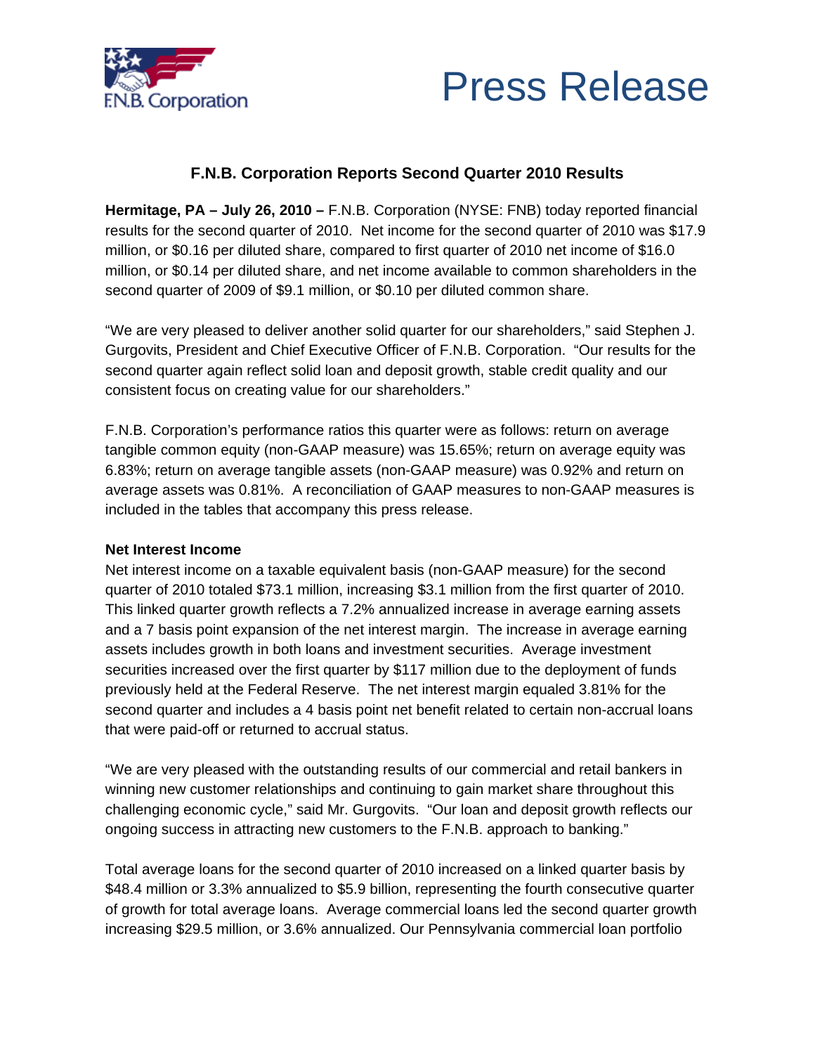F.N.B. Corporation

# Press Release

## F.N.B. Corporation Reports Second Quarter 2010 Results

**Hermitage, PA – July 26, 2010 –** F.N.B. Corporation (NYSE: FNB) today reported financial results for the second quarter of 2010. Net income for the second quarter of 2010 was $17.9 million, or $0.16 per diluted share, compared to first quarter of 2010 net income of $16.0 million, or $0.14 per diluted share, and net income available to common shareholders in the second quarter of 2009 of $9.1 million, or $0.10 per diluted common share.

"We are very pleased to deliver another solid quarter for our shareholders," said Stephen J. Gurgovits, President and Chief Executive Officer of F.N.B. Corporation. "Our results for the second quarter again reflect solid loan and deposit growth, stable credit quality and our consistent focus on creating value for our shareholders."

F.N.B. Corporation's performance ratios this quarter were as follows: return on average tangible common equity (non-GAAP measure) was 15.65%; return on average equity was 6.83%; return on average tangible assets (non-GAAP measure) was 0.92% and return on average assets was 0.81%. A reconciliation of GAAP measures to non-GAAP measures is included in the tables that accompany this press release.

**Net Interest Income**

Net interest income on a taxable equivalent basis (non-GAAP measure) for the second quarter of 2010 totaled $73.1 million, increasing $3.1 million from the first quarter of 2010. This linked quarter growth reflects a 7.2% annualized increase in average earning assets and a 7 basis point expansion of the net interest margin. The increase in average earning assets includes growth in both loans and investment securities. Average investment securities increased over the first quarter by $117 million due to the deployment of funds previously held at the Federal Reserve. The net interest margin equaled 3.81% for the second quarter and includes a 4 basis point net benefit related to certain non-accrual loans that were paid-off or returned to accrual status.

"We are very pleased with the outstanding results of our commercial and retail bankers in winning new customer relationships and continuing to gain market share throughout this challenging economic cycle," said Mr. Gurgovits. "Our loan and deposit growth reflects our ongoing success in attracting new customers to the F.N.B. approach to banking."

Total average loans for the second quarter of 2010 increased on a linked quarter basis by $48.4 million or 3.3% annualized to $5.9 billion, representing the fourth consecutive quarter of growth for total average loans. Average commercial loans led the second quarter growth increasing $29.5 million, or 3.6% annualized. Our Pennsylvania commercial loan portfolio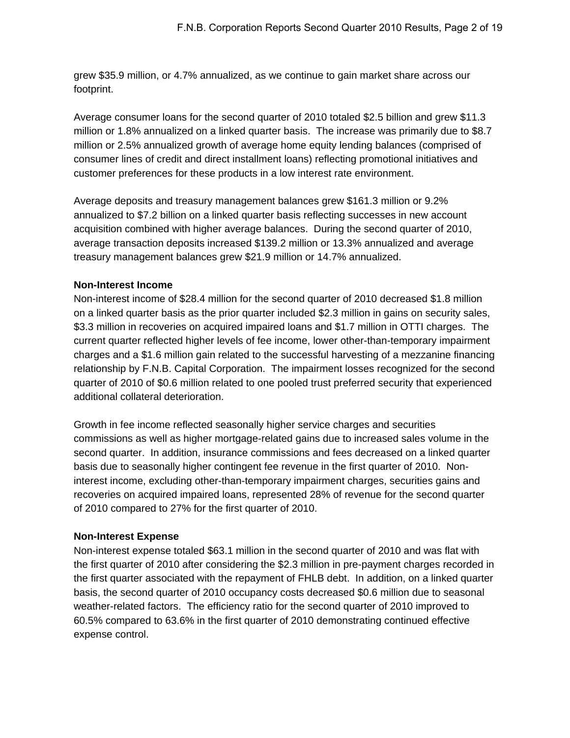grew $35.9 million, or 4.7% annualized, as we continue to gain market share across our footprint.

Average consumer loans for the second quarter of 2010 totaled $2.5 billion and grew $11.3 million or 1.8% annualized on a linked quarter basis. The increase was primarily due to $8.7 million or 2.5% annualized growth of average home equity lending balances (comprised of consumer lines of credit and direct installment loans) reflecting promotional initiatives and customer preferences for these products in a low interest rate environment.

Average deposits and treasury management balances grew $161.3 million or 9.2% annualized to $7.2 billion on a linked quarter basis reflecting successes in new account acquisition combined with higher average balances. During the second quarter of 2010, average transaction deposits increased $139.2 million or 13.3% annualized and average treasury management balances grew $21.9 million or 14.7% annualized.

**Non-Interest Income**

Non-interest income of $28.4 million for the second quarter of 2010 decreased $1.8 million on a linked quarter basis as the prior quarter included $2.3 million in gains on security sales, $3.3 million in recoveries on acquired impaired loans and $1.7 million in OTTI charges. The current quarter reflected higher levels of fee income, lower other-than-temporary impairment charges and a $1.6 million gain related to the successful harvesting of a mezzanine financing relationship by F.N.B. Capital Corporation. The impairment losses recognized for the second quarter of 2010 of $0.6 million related to one pooled trust preferred security that experienced additional collateral deterioration.

Growth in fee income reflected seasonally higher service charges and securities commissions as well as higher mortgage-related gains due to increased sales volume in the second quarter. In addition, insurance commissions and fees decreased on a linked quarter basis due to seasonally higher contingent fee revenue in the first quarter of 2010. Non-interest income, excluding other-than-temporary impairment charges, securities gains and recoveries on acquired impaired loans, represented 28% of revenue for the second quarter of 2010 compared to 27% for the first quarter of 2010.

**Non-Interest Expense**

Non-interest expense totaled $63.1 million in the second quarter of 2010 and was flat with the first quarter of 2010 after considering the $2.3 million in pre-payment charges recorded in the first quarter associated with the repayment of FHLB debt. In addition, on a linked quarter basis, the second quarter of 2010 occupancy costs decreased $0.6 million due to seasonal weather-related factors. The efficiency ratio for the second quarter of 2010 improved to 60.5% compared to 63.6% in the first quarter of 2010 demonstrating continued effective expense control.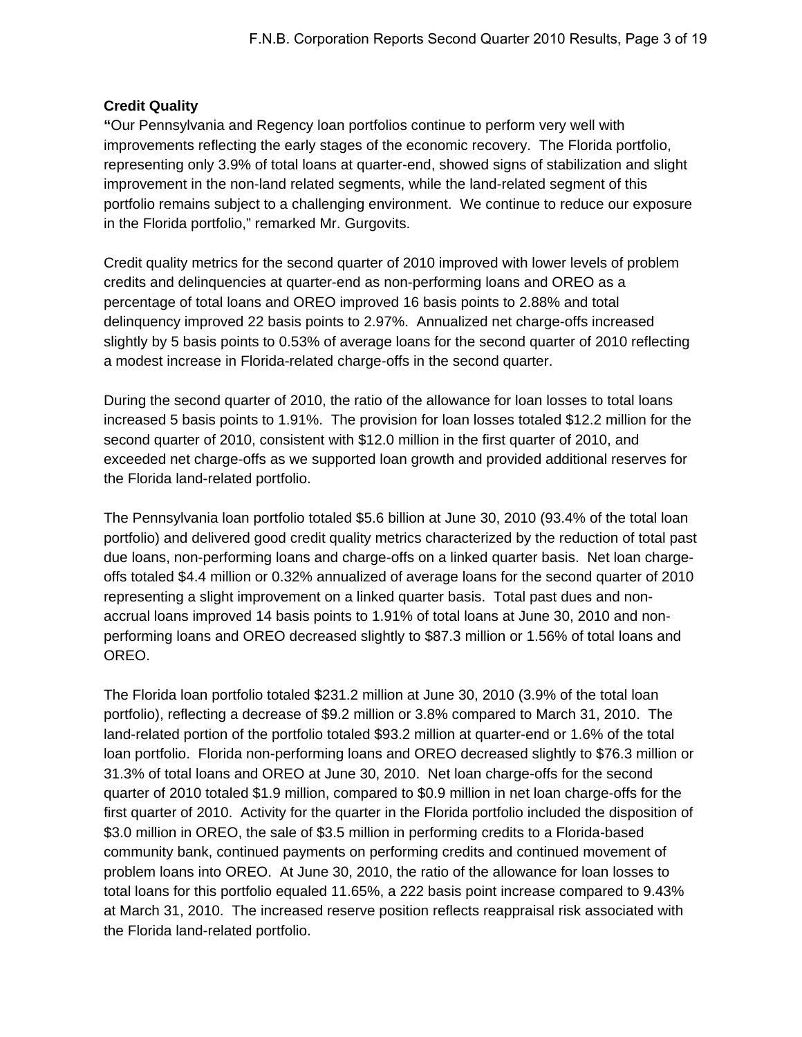**Credit Quality**

**"**Our Pennsylvania and Regency loan portfolios continue to perform very well with improvements reflecting the early stages of the economic recovery. The Florida portfolio, representing only 3.9% of total loans at quarter-end, showed signs of stabilization and slight improvement in the non-land related segments, while the land-related segment of this portfolio remains subject to a challenging environment. We continue to reduce our exposure in the Florida portfolio," remarked Mr. Gurgovits.

Credit quality metrics for the second quarter of 2010 improved with lower levels of problem credits and delinquencies at quarter-end as non-performing loans and OREO as a percentage of total loans and OREO improved 16 basis points to 2.88% and total delinquency improved 22 basis points to 2.97%. Annualized net charge-offs increased slightly by 5 basis points to 0.53% of average loans for the second quarter of 2010 reflecting a modest increase in Florida-related charge-offs in the second quarter.

During the second quarter of 2010, the ratio of the allowance for loan losses to total loans increased 5 basis points to 1.91%. The provision for loan losses totaled $12.2 million for the second quarter of 2010, consistent with $12.0 million in the first quarter of 2010, and exceeded net charge-offs as we supported loan growth and provided additional reserves for the Florida land-related portfolio.

The Pennsylvania loan portfolio totaled $5.6 billion at June 30, 2010 (93.4% of the total loan portfolio) and delivered good credit quality metrics characterized by the reduction of total past due loans, non-performing loans and charge-offs on a linked quarter basis. Net loan charge-offs totaled $4.4 million or 0.32% annualized of average loans for the second quarter of 2010 representing a slight improvement on a linked quarter basis. Total past dues and non-accrual loans improved 14 basis points to 1.91% of total loans at June 30, 2010 and non-performing loans and OREO decreased slightly to $87.3 million or 1.56% of total loans and OREO.

The Florida loan portfolio totaled $231.2 million at June 30, 2010 (3.9% of the total loan portfolio), reflecting a decrease of $9.2 million or 3.8% compared to March 31, 2010. The land-related portion of the portfolio totaled $93.2 million at quarter-end or 1.6% of the total loan portfolio. Florida non-performing loans and OREO decreased slightly to $76.3 million or 31.3% of total loans and OREO at June 30, 2010. Net loan charge-offs for the second quarter of 2010 totaled $1.9 million, compared to $0.9 million in net loan charge-offs for the first quarter of 2010. Activity for the quarter in the Florida portfolio included the disposition of $3.0 million in OREO, the sale of $3.5 million in performing credits to a Florida-based community bank, continued payments on performing credits and continued movement of problem loans into OREO. At June 30, 2010, the ratio of the allowance for loan losses to total loans for this portfolio equaled 11.65%, a 222 basis point increase compared to 9.43% at March 31, 2010. The increased reserve position reflects reappraisal risk associated with the Florida land-related portfolio.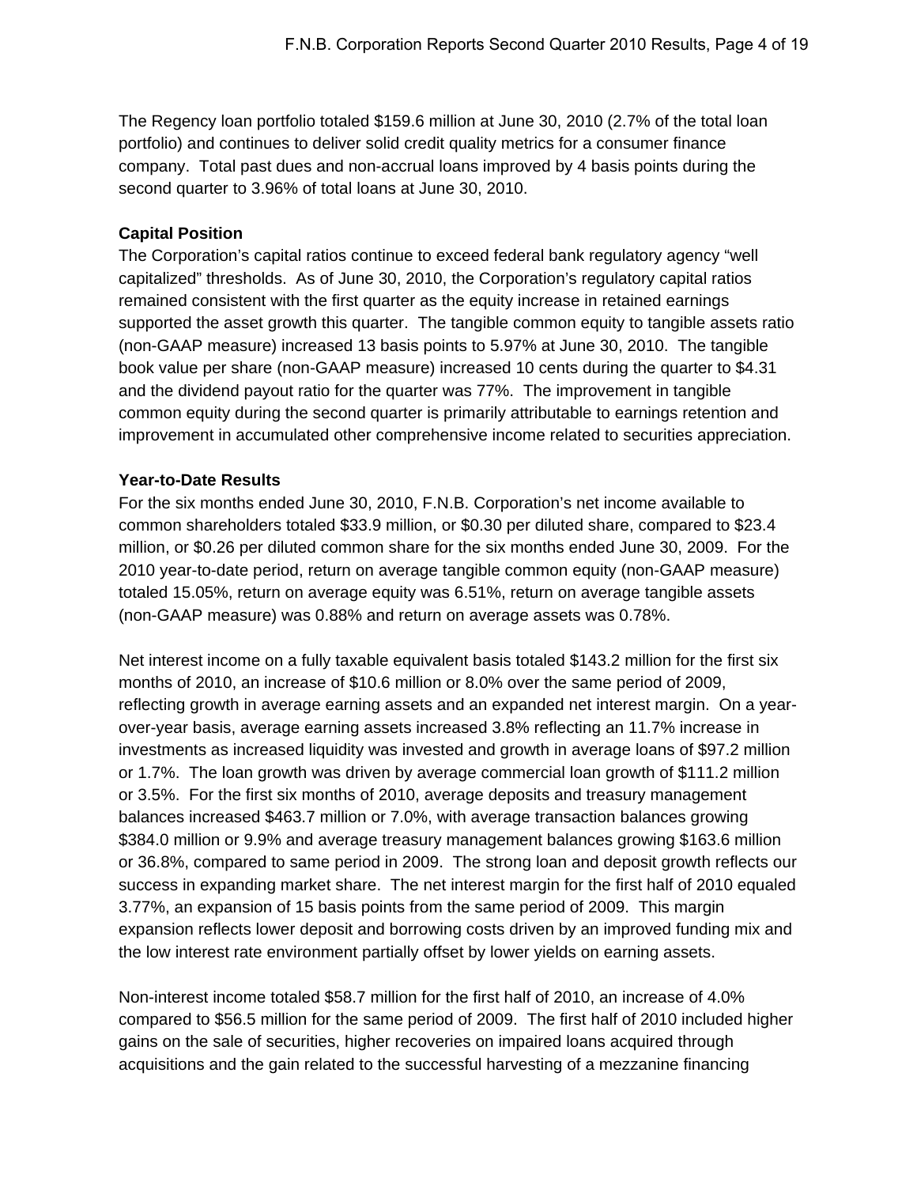The Regency loan portfolio totaled $159.6 million at June 30, 2010 (2.7% of the total loan portfolio) and continues to deliver solid credit quality metrics for a consumer finance company. Total past dues and non-accrual loans improved by 4 basis points during the second quarter to 3.96% of total loans at June 30, 2010.

**Capital Position**

The Corporation's capital ratios continue to exceed federal bank regulatory agency "well capitalized" thresholds. As of June 30, 2010, the Corporation's regulatory capital ratios remained consistent with the first quarter as the equity increase in retained earnings supported the asset growth this quarter. The tangible common equity to tangible assets ratio (non-GAAP measure) increased 13 basis points to 5.97% at June 30, 2010. The tangible book value per share (non-GAAP measure) increased 10 cents during the quarter to $4.31 and the dividend payout ratio for the quarter was 77%. The improvement in tangible common equity during the second quarter is primarily attributable to earnings retention and improvement in accumulated other comprehensive income related to securities appreciation.

**Year-to-Date Results**

For the six months ended June 30, 2010, F.N.B. Corporation's net income available to common shareholders totaled $33.9 million, or $0.30 per diluted share, compared to $23.4 million, or $0.26 per diluted common share for the six months ended June 30, 2009. For the 2010 year-to-date period, return on average tangible common equity (non-GAAP measure) totaled 15.05%, return on average equity was 6.51%, return on average tangible assets (non-GAAP measure) was 0.88% and return on average assets was 0.78%.

Net interest income on a fully taxable equivalent basis totaled $143.2 million for the first six months of 2010, an increase of $10.6 million or 8.0% over the same period of 2009, reflecting growth in average earning assets and an expanded net interest margin. On a year-over-year basis, average earning assets increased 3.8% reflecting an 11.7% increase in investments as increased liquidity was invested and growth in average loans of $97.2 million or 1.7%. The loan growth was driven by average commercial loan growth of $111.2 million or 3.5%. For the first six months of 2010, average deposits and treasury management balances increased $463.7 million or 7.0%, with average transaction balances growing $384.0 million or 9.9% and average treasury management balances growing $163.6 million or 36.8%, compared to same period in 2009. The strong loan and deposit growth reflects our success in expanding market share. The net interest margin for the first half of 2010 equaled 3.77%, an expansion of 15 basis points from the same period of 2009. This margin expansion reflects lower deposit and borrowing costs driven by an improved funding mix and the low interest rate environment partially offset by lower yields on earning assets.

Non-interest income totaled $58.7 million for the first half of 2010, an increase of 4.0% compared to $56.5 million for the same period of 2009. The first half of 2010 included higher gains on the sale of securities, higher recoveries on impaired loans acquired through acquisitions and the gain related to the successful harvesting of a mezzanine financing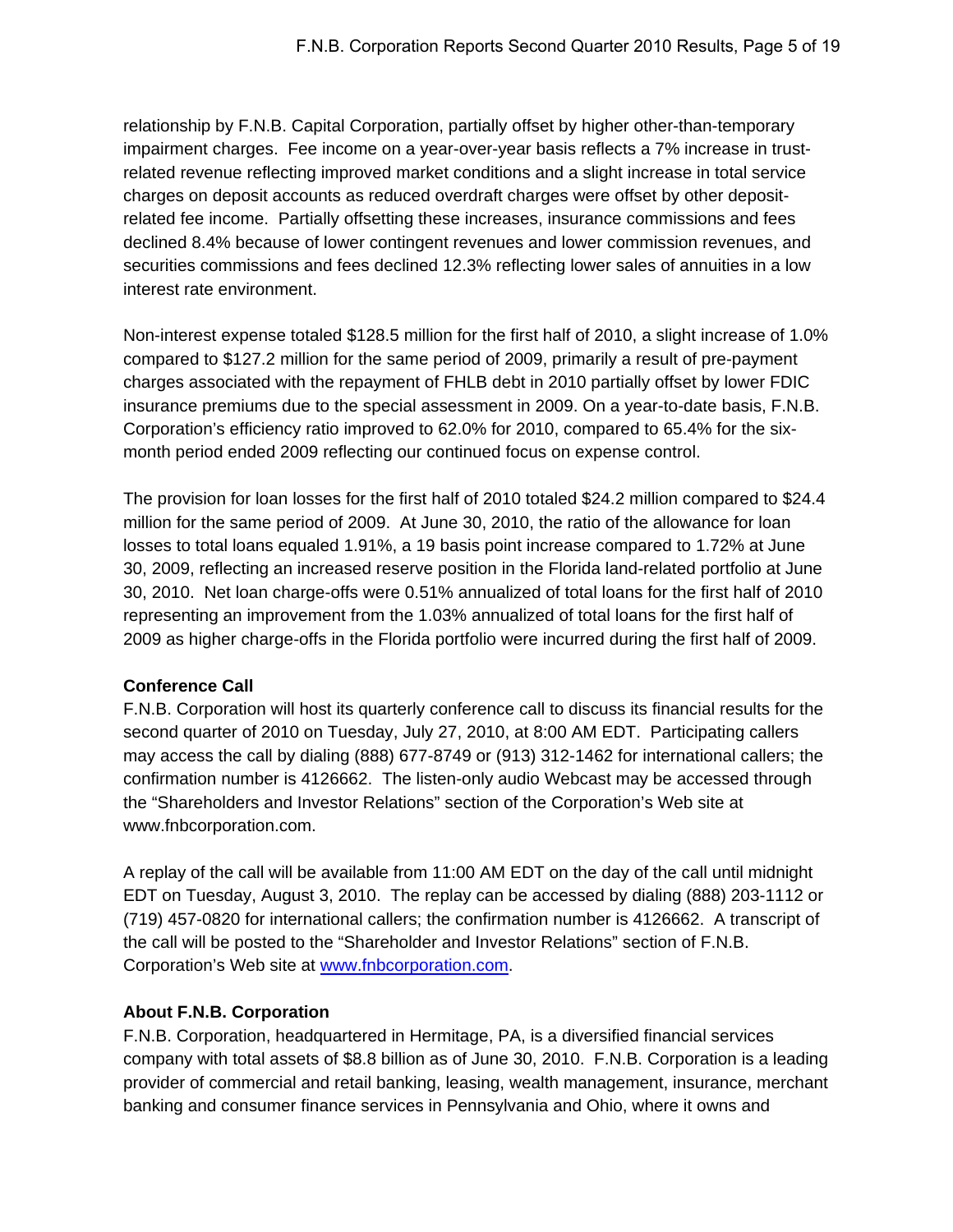relationship by F.N.B. Capital Corporation, partially offset by higher other-than-temporary impairment charges. Fee income on a year-over-year basis reflects a 7% increase in trust-related revenue reflecting improved market conditions and a slight increase in total service charges on deposit accounts as reduced overdraft charges were offset by other deposit-related fee income. Partially offsetting these increases, insurance commissions and fees declined 8.4% because of lower contingent revenues and lower commission revenues, and securities commissions and fees declined 12.3% reflecting lower sales of annuities in a low interest rate environment.

Non-interest expense totaled $128.5 million for the first half of 2010, a slight increase of 1.0% compared to $127.2 million for the same period of 2009, primarily a result of pre-payment charges associated with the repayment of FHLB debt in 2010 partially offset by lower FDIC insurance premiums due to the special assessment in 2009. On a year-to-date basis, F.N.B. Corporation's efficiency ratio improved to 62.0% for 2010, compared to 65.4% for the six-month period ended 2009 reflecting our continued focus on expense control.

The provision for loan losses for the first half of 2010 totaled $24.2 million compared to $24.4 million for the same period of 2009. At June 30, 2010, the ratio of the allowance for loan losses to total loans equaled 1.91%, a 19 basis point increase compared to 1.72% at June 30, 2009, reflecting an increased reserve position in the Florida land-related portfolio at June 30, 2010. Net loan charge-offs were 0.51% annualized of total loans for the first half of 2010 representing an improvement from the 1.03% annualized of total loans for the first half of 2009 as higher charge-offs in the Florida portfolio were incurred during the first half of 2009.

**Conference Call**

F.N.B. Corporation will host its quarterly conference call to discuss its financial results for the second quarter of 2010 on Tuesday, July 27, 2010, at 8:00 AM EDT. Participating callers may access the call by dialing (888) 677-8749 or (913) 312-1462 for international callers; the confirmation number is 4126662. The listen-only audio Webcast may be accessed through the "Shareholders and Investor Relations" section of the Corporation's Web site at www.fnbcorporation.com.

A replay of the call will be available from 11:00 AM EDT on the day of the call until midnight EDT on Tuesday, August 3, 2010. The replay can be accessed by dialing (888) 203-1112 or (719) 457-0820 for international callers; the confirmation number is 4126662. A transcript of the call will be posted to the "Shareholder and Investor Relations" section of F.N.B. Corporation's Web site at www.fnbcorporation.com.

**About F.N.B. Corporation**

F.N.B. Corporation, headquartered in Hermitage, PA, is a diversified financial services company with total assets of $8.8 billion as of June 30, 2010. F.N.B. Corporation is a leading provider of commercial and retail banking, leasing, wealth management, insurance, merchant banking and consumer finance services in Pennsylvania and Ohio, where it owns and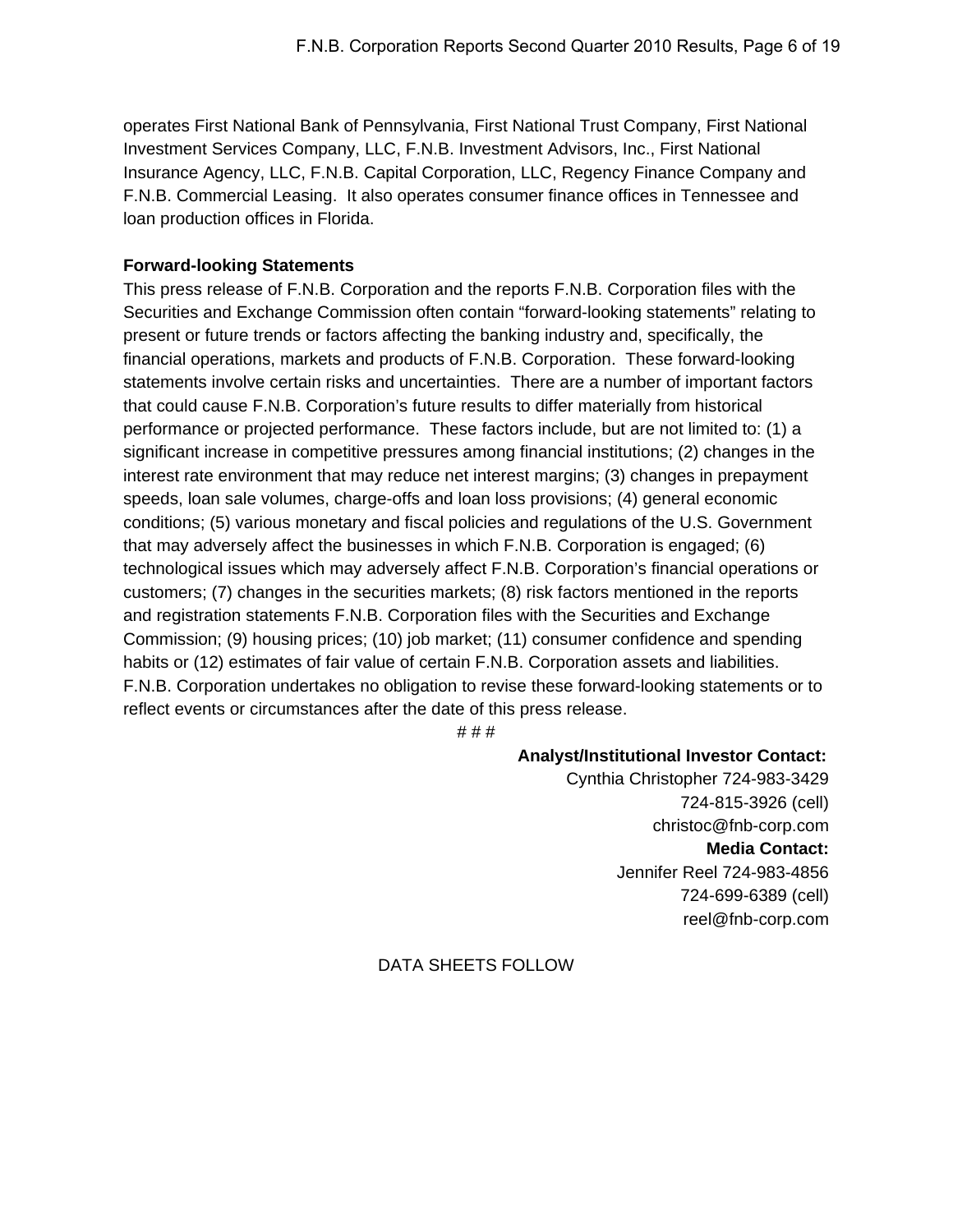operates First National Bank of Pennsylvania, First National Trust Company, First National Investment Services Company, LLC, F.N.B. Investment Advisors, Inc., First National Insurance Agency, LLC, F.N.B. Capital Corporation, LLC, Regency Finance Company and F.N.B. Commercial Leasing. It also operates consumer finance offices in Tennessee and loan production offices in Florida.

**Forward-looking Statements**

This press release of F.N.B. Corporation and the reports F.N.B. Corporation files with the Securities and Exchange Commission often contain "forward-looking statements" relating to present or future trends or factors affecting the banking industry and, specifically, the financial operations, markets and products of F.N.B. Corporation. These forward-looking statements involve certain risks and uncertainties. There are a number of important factors that could cause F.N.B. Corporation's future results to differ materially from historical performance or projected performance. These factors include, but are not limited to: (1) a significant increase in competitive pressures among financial institutions; (2) changes in the interest rate environment that may reduce net interest margins; (3) changes in prepayment speeds, loan sale volumes, charge-offs and loan loss provisions; (4) general economic conditions; (5) various monetary and fiscal policies and regulations of the U.S. Government that may adversely affect the businesses in which F.N.B. Corporation is engaged; (6) technological issues which may adversely affect F.N.B. Corporation's financial operations or customers; (7) changes in the securities markets; (8) risk factors mentioned in the reports and registration statements F.N.B. Corporation files with the Securities and Exchange Commission; (9) housing prices; (10) job market; (11) consumer confidence and spending habits or (12) estimates of fair value of certain F.N.B. Corporation assets and liabilities. F.N.B. Corporation undertakes no obligation to revise these forward-looking statements or to reflect events or circumstances after the date of this press release.

# # #

**Analyst/Institutional Investor Contact:**
Cynthia Christopher 724-983-3429
724-815-3926 (cell)
christoc@fnb-corp.com

**Media Contact:**
Jennifer Reel 724-983-4856
724-699-6389 (cell)
reel@fnb-corp.com

DATA SHEETS FOLLOW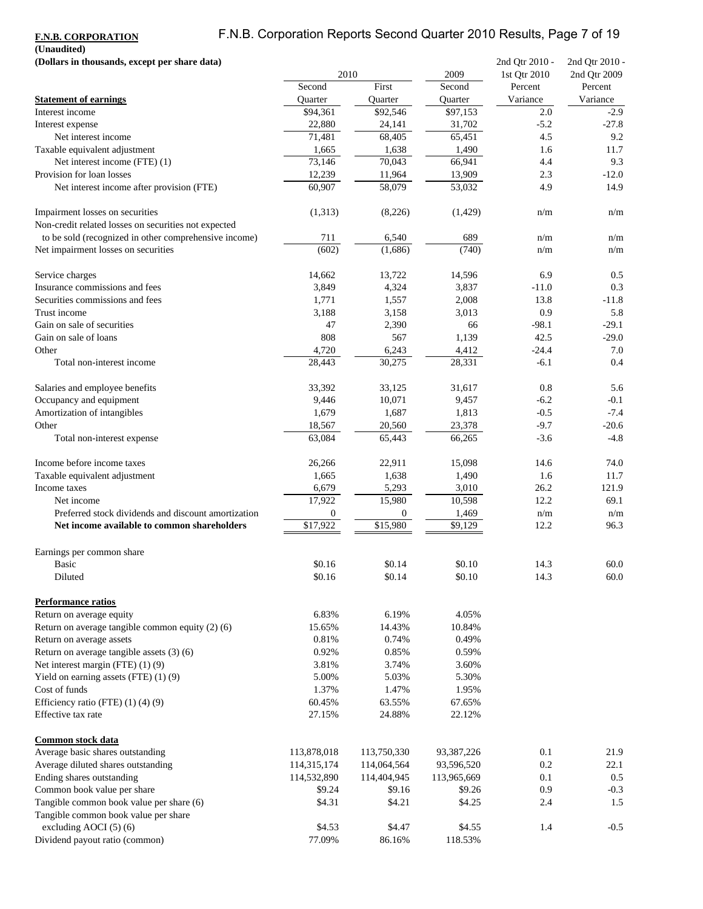**F.N.B. CORPORATION**
**(Unaudited)**
**(Dollars in thousands, except per share data)**

| | 2010 | | 2009 | 2nd Qtr 2010 - 1st Qtr 2010 | 2nd Qtr 2010 - 2nd Qtr 2009 |
|---|---|---|---|---|---|
| **Statement of earnings** | Second Quarter | First Quarter | Second Quarter | Percent Variance | Percent Variance |
| Interest income | $94,361 | $92,546 | $97,153 | 2.0 | -2.9 |
| Interest expense | 22,880 | 24,141 | 31,702 | -5.2 | -27.8 |
| Net interest income | 71,481 | 68,405 | 65,451 | 4.5 | 9.2 |
| Taxable equivalent adjustment | 1,665 | 1,638 | 1,490 | 1.6 | 11.7 |
| Net interest income (FTE) (1) | 73,146 | 70,043 | 66,941 | 4.4 | 9.3 |
| Provision for loan losses | 12,239 | 11,964 | 13,909 | 2.3 | -12.0 |
| Net interest income after provision (FTE) | 60,907 | 58,079 | 53,032 | 4.9 | 14.9 |
| | | | | | |
| Impairment losses on securities | (1,313) | (8,226) | (1,429) | n/m | n/m |
| Non-credit related losses on securities not expected to be sold (recognized in other comprehensive income) | 711 | 6,540 | 689 | n/m | n/m |
| Net impairment losses on securities | (602) | (1,686) | (740) | n/m | n/m |
| | | | | | |
| Service charges | 14,662 | 13,722 | 14,596 | 6.9 | 0.5 |
| Insurance commissions and fees | 3,849 | 4,324 | 3,837 | -11.0 | 0.3 |
| Securities commissions and fees | 1,771 | 1,557 | 2,008 | 13.8 | -11.8 |
| Trust income | 3,188 | 3,158 | 3,013 | 0.9 | 5.8 |
| Gain on sale of securities | 47 | 2,390 | 66 | -98.1 | -29.1 |
| Gain on sale of loans | 808 | 567 | 1,139 | 42.5 | -29.0 |
| Other | 4,720 | 6,243 | 4,412 | -24.4 | 7.0 |
| Total non-interest income | 28,443 | 30,275 | 28,331 | -6.1 | 0.4 |
| | | | | | |
| Salaries and employee benefits | 33,392 | 33,125 | 31,617 | 0.8 | 5.6 |
| Occupancy and equipment | 9,446 | 10,071 | 9,457 | -6.2 | -0.1 |
| Amortization of intangibles | 1,679 | 1,687 | 1,813 | -0.5 | -7.4 |
| Other | 18,567 | 20,560 | 23,378 | -9.7 | -20.6 |
| Total non-interest expense | 63,084 | 65,443 | 66,265 | -3.6 | -4.8 |
| | | | | | |
| Income before income taxes | 26,266 | 22,911 | 15,098 | 14.6 | 74.0 |
| Taxable equivalent adjustment | 1,665 | 1,638 | 1,490 | 1.6 | 11.7 |
| Income taxes | 6,679 | 5,293 | 3,010 | 26.2 | 121.9 |
| Net income | 17,922 | 15,980 | 10,598 | 12.2 | 69.1 |
| Preferred stock dividends and discount amortization | 0 | 0 | 1,469 | n/m | n/m |
| **Net income available to common shareholders** | $17,922 | $15,980 | $9,129 | 12.2 | 96.3 |
| | | | | | |
| Earnings per common share | | | | | |
| Basic | $0.16 | $0.14 | $0.10 | 14.3 | 60.0 |
| Diluted | $0.16 | $0.14 | $0.10 | 14.3 | 60.0 |
| | | | | | |
| **Performance ratios** | | | | | |
| Return on average equity | 6.83% | 6.19% | 4.05% | | |
| Return on average tangible common equity (2) (6) | 15.65% | 14.43% | 10.84% | | |
| Return on average assets | 0.81% | 0.74% | 0.49% | | |
| Return on average tangible assets (3) (6) | 0.92% | 0.85% | 0.59% | | |
| Net interest margin (FTE) (1) (9) | 3.81% | 3.74% | 3.60% | | |
| Yield on earning assets (FTE) (1) (9) | 5.00% | 5.03% | 5.30% | | |
| Cost of funds | 1.37% | 1.47% | 1.95% | | |
| Efficiency ratio (FTE) (1) (4) (9) | 60.45% | 63.55% | 67.65% | | |
| Effective tax rate | 27.15% | 24.88% | 22.12% | | |
| | | | | | |
| **Common stock data** | | | | | |
| Average basic shares outstanding | 113,878,018 | 113,750,330 | 93,387,226 | 0.1 | 21.9 |
| Average diluted shares outstanding | 114,315,174 | 114,064,564 | 93,596,520 | 0.2 | 22.1 |
| Ending shares outstanding | 114,532,890 | 114,404,945 | 113,965,669 | 0.1 | 0.5 |
| Common book value per share | $9.24 | $9.16 | $9.26 | 0.9 | -0.3 |
| Tangible common book value per share (6) | $4.31 | $4.21 | $4.25 | 2.4 | 1.5 |
| Tangible common book value per share excluding AOCI (5) (6) | $4.53 | $4.47 | $4.55 | 1.4 | -0.5 |
| Dividend payout ratio (common) | 77.09% | 86.16% | 118.53% | | |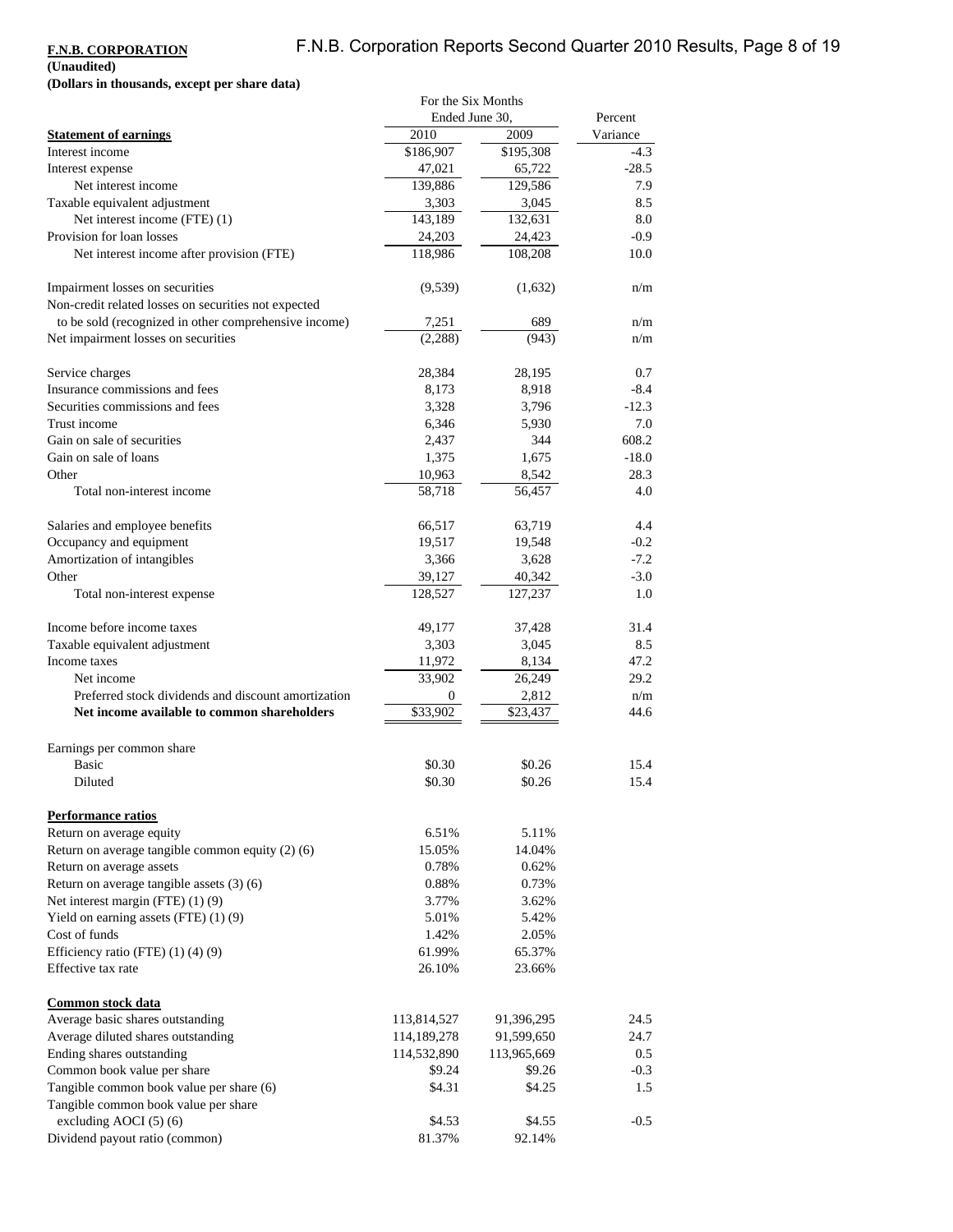**F.N.B. CORPORATION**
**(Unaudited)**
**(Dollars in thousands, except per share data)**

| | For the Six Months Ended June 30, | | Percent |
|---|---|---|---|
| **Statement of earnings** | 2010 | 2009 | Variance |
| Interest income | $186,907 | $195,308 | -4.3 |
| Interest expense | 47,021 | 65,722 | -28.5 |
| Net interest income | 139,886 | 129,586 | 7.9 |
| Taxable equivalent adjustment | 3,303 | 3,045 | 8.5 |
| Net interest income (FTE) (1) | 143,189 | 132,631 | 8.0 |
| Provision for loan losses | 24,203 | 24,423 | -0.9 |
| Net interest income after provision (FTE) | 118,986 | 108,208 | 10.0 |
| | | | |
| Impairment losses on securities | (9,539) | (1,632) | n/m |
| Non-credit related losses on securities not expected to be sold (recognized in other comprehensive income) | 7,251 | 689 | n/m |
| Net impairment losses on securities | (2,288) | (943) | n/m |
| | | | |
| Service charges | 28,384 | 28,195 | 0.7 |
| Insurance commissions and fees | 8,173 | 8,918 | -8.4 |
| Securities commissions and fees | 3,328 | 3,796 | -12.3 |
| Trust income | 6,346 | 5,930 | 7.0 |
| Gain on sale of securities | 2,437 | 344 | 608.2 |
| Gain on sale of loans | 1,375 | 1,675 | -18.0 |
| Other | 10,963 | 8,542 | 28.3 |
| Total non-interest income | 58,718 | 56,457 | 4.0 |
| | | | |
| Salaries and employee benefits | 66,517 | 63,719 | 4.4 |
| Occupancy and equipment | 19,517 | 19,548 | -0.2 |
| Amortization of intangibles | 3,366 | 3,628 | -7.2 |
| Other | 39,127 | 40,342 | -3.0 |
| Total non-interest expense | 128,527 | 127,237 | 1.0 |
| | | | |
| Income before income taxes | 49,177 | 37,428 | 31.4 |
| Taxable equivalent adjustment | 3,303 | 3,045 | 8.5 |
| Income taxes | 11,972 | 8,134 | 47.2 |
| Net income | 33,902 | 26,249 | 29.2 |
| Preferred stock dividends and discount amortization | 0 | 2,812 | n/m |
| **Net income available to common shareholders** | $33,902 | $23,437 | 44.6 |
| | | | |
| Earnings per common share | | | |
| Basic | $0.30 | $0.26 | 15.4 |
| Diluted | $0.30 | $0.26 | 15.4 |
| | | | |
| **Performance ratios** | | | |
| Return on average equity | 6.51% | 5.11% | |
| Return on average tangible common equity (2) (6) | 15.05% | 14.04% | |
| Return on average assets | 0.78% | 0.62% | |
| Return on average tangible assets (3) (6) | 0.88% | 0.73% | |
| Net interest margin (FTE) (1) (9) | 3.77% | 3.62% | |
| Yield on earning assets (FTE) (1) (9) | 5.01% | 5.42% | |
| Cost of funds | 1.42% | 2.05% | |
| Efficiency ratio (FTE) (1) (4) (9) | 61.99% | 65.37% | |
| Effective tax rate | 26.10% | 23.66% | |
| | | | |
| **Common stock data** | | | |
| Average basic shares outstanding | 113,814,527 | 91,396,295 | 24.5 |
| Average diluted shares outstanding | 114,189,278 | 91,599,650 | 24.7 |
| Ending shares outstanding | 114,532,890 | 113,965,669 | 0.5 |
| Common book value per share | $9.24 | $9.26 | -0.3 |
| Tangible common book value per share (6) | $4.31 | $4.25 | 1.5 |
| Tangible common book value per share excluding AOCI (5) (6) | $4.53 | $4.55 | -0.5 |
| Dividend payout ratio (common) | 81.37% | 92.14% | |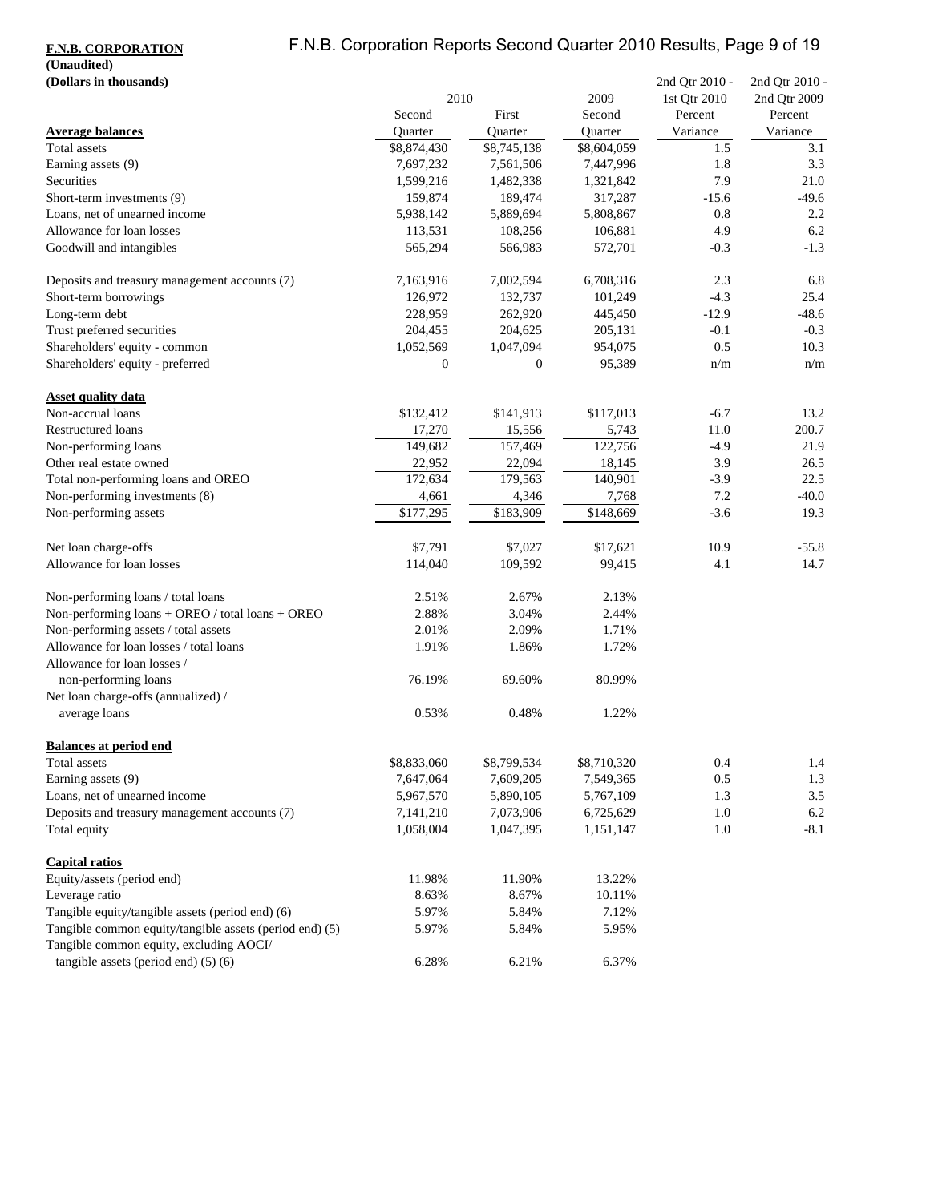**F.N.B. CORPORATION**
**(Unaudited)**
**(Dollars in thousands)**

| | 2010 | | 2009 | 2nd Qtr 2010 - 1st Qtr 2010 | 2nd Qtr 2010 - 2nd Qtr 2009 |
|---|---|---|---|---|---|
| **Average balances** | Second Quarter | First Quarter | Second Quarter | Percent Variance | Percent Variance |
| Total assets | $8,874,430 | $8,745,138 | $8,604,059 | 1.5 | 3.1 |
| Earning assets (9) | 7,697,232 | 7,561,506 | 7,447,996 | 1.8 | 3.3 |
| Securities | 1,599,216 | 1,482,338 | 1,321,842 | 7.9 | 21.0 |
| Short-term investments (9) | 159,874 | 189,474 | 317,287 | -15.6 | -49.6 |
| Loans, net of unearned income | 5,938,142 | 5,889,694 | 5,808,867 | 0.8 | 2.2 |
| Allowance for loan losses | 113,531 | 108,256 | 106,881 | 4.9 | 6.2 |
| Goodwill and intangibles | 565,294 | 566,983 | 572,701 | -0.3 | -1.3 |
| Deposits and treasury management accounts (7) | 7,163,916 | 7,002,594 | 6,708,316 | 2.3 | 6.8 |
| Short-term borrowings | 126,972 | 132,737 | 101,249 | -4.3 | 25.4 |
| Long-term debt | 228,959 | 262,920 | 445,450 | -12.9 | -48.6 |
| Trust preferred securities | 204,455 | 204,625 | 205,131 | -0.1 | -0.3 |
| Shareholders' equity - common | 1,052,569 | 1,047,094 | 954,075 | 0.5 | 10.3 |
| Shareholders' equity - preferred | 0 | 0 | 95,389 | n/m | n/m |
| **Asset quality data** | | | | | |
| Non-accrual loans | $132,412 | $141,913 | $117,013 | -6.7 | 13.2 |
| Restructured loans | 17,270 | 15,556 | 5,743 | 11.0 | 200.7 |
| Non-performing loans | 149,682 | 157,469 | 122,756 | -4.9 | 21.9 |
| Other real estate owned | 22,952 | 22,094 | 18,145 | 3.9 | 26.5 |
| Total non-performing loans and OREO | 172,634 | 179,563 | 140,901 | -3.9 | 22.5 |
| Non-performing investments (8) | 4,661 | 4,346 | 7,768 | 7.2 | -40.0 |
| Non-performing assets | $177,295 | $183,909 | $148,669 | -3.6 | 19.3 |
| Net loan charge-offs | $7,791 | $7,027 | $17,621 | 10.9 | -55.8 |
| Allowance for loan losses | 114,040 | 109,592 | 99,415 | 4.1 | 14.7 |
| Non-performing loans / total loans | 2.51% | 2.67% | 2.13% | | |
| Non-performing loans + OREO / total loans + OREO | 2.88% | 3.04% | 2.44% | | |
| Non-performing assets / total assets | 2.01% | 2.09% | 1.71% | | |
| Allowance for loan losses / total loans | 1.91% | 1.86% | 1.72% | | |
| Allowance for loan losses / non-performing loans | 76.19% | 69.60% | 80.99% | | |
| Net loan charge-offs (annualized) / average loans | 0.53% | 0.48% | 1.22% | | |
| **Balances at period end** | | | | | |
| Total assets | $8,833,060 | $8,799,534 | $8,710,320 | 0.4 | 1.4 |
| Earning assets (9) | 7,647,064 | 7,609,205 | 7,549,365 | 0.5 | 1.3 |
| Loans, net of unearned income | 5,967,570 | 5,890,105 | 5,767,109 | 1.3 | 3.5 |
| Deposits and treasury management accounts (7) | 7,141,210 | 7,073,906 | 6,725,629 | 1.0 | 6.2 |
| Total equity | 1,058,004 | 1,047,395 | 1,151,147 | 1.0 | -8.1 |
| **Capital ratios** | | | | | |
| Equity/assets (period end) | 11.98% | 11.90% | 13.22% | | |
| Leverage ratio | 8.63% | 8.67% | 10.11% | | |
| Tangible equity/tangible assets (period end) (6) | 5.97% | 5.84% | 7.12% | | |
| Tangible common equity/tangible assets (period end) (5) | 5.97% | 5.84% | 5.95% | | |
| Tangible common equity, excluding AOCI/ tangible assets (period end) (5) (6) | 6.28% | 6.21% | 6.37% | | |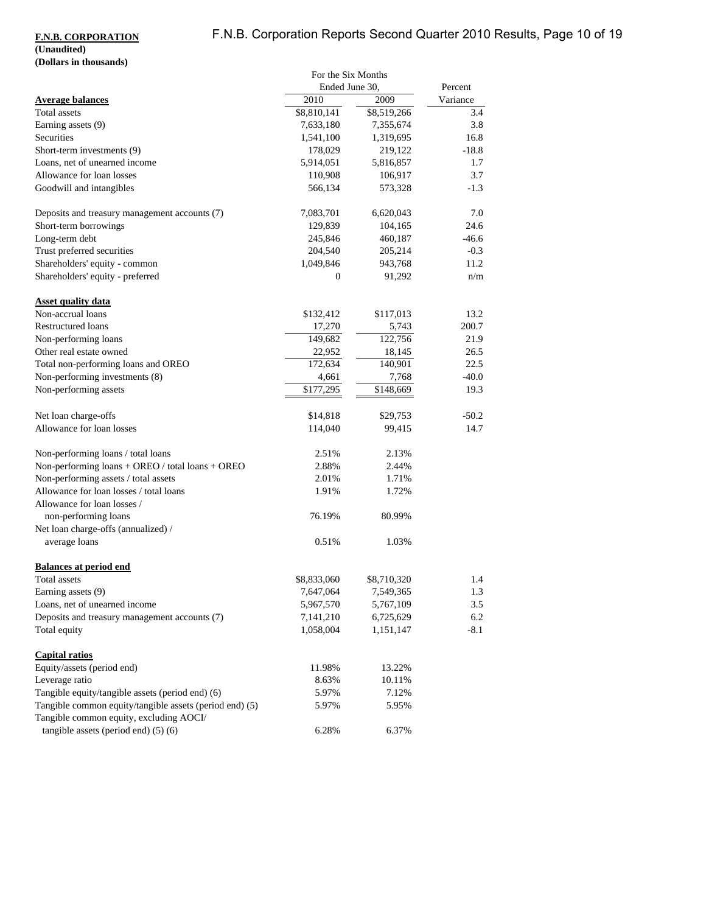**F.N.B. CORPORATION**
**(Unaudited)**
**(Dollars in thousands)**

| | For the Six Months Ended June 30, | | Percent |
|---|---|---|---|
| **Average balances** | 2010 | 2009 | Variance |
| Total assets | $8,810,141 | $8,519,266 | 3.4 |
| Earning assets (9) | 7,633,180 | 7,355,674 | 3.8 |
| Securities | 1,541,100 | 1,319,695 | 16.8 |
| Short-term investments (9) | 178,029 | 219,122 | -18.8 |
| Loans, net of unearned income | 5,914,051 | 5,816,857 | 1.7 |
| Allowance for loan losses | 110,908 | 106,917 | 3.7 |
| Goodwill and intangibles | 566,134 | 573,328 | -1.3 |
| | | | |
| Deposits and treasury management accounts (7) | 7,083,701 | 6,620,043 | 7.0 |
| Short-term borrowings | 129,839 | 104,165 | 24.6 |
| Long-term debt | 245,846 | 460,187 | -46.6 |
| Trust preferred securities | 204,540 | 205,214 | -0.3 |
| Shareholders' equity - common | 1,049,846 | 943,768 | 11.2 |
| Shareholders' equity - preferred | 0 | 91,292 | n/m |
| | | | |
| **Asset quality data** | | | |
| Non-accrual loans | $132,412 | $117,013 | 13.2 |
| Restructured loans | 17,270 | 5,743 | 200.7 |
| Non-performing loans | 149,682 | 122,756 | 21.9 |
| Other real estate owned | 22,952 | 18,145 | 26.5 |
| Total non-performing loans and OREO | 172,634 | 140,901 | 22.5 |
| Non-performing investments (8) | 4,661 | 7,768 | -40.0 |
| Non-performing assets | $177,295 | $148,669 | 19.3 |
| | | | |
| Net loan charge-offs | $14,818 | $29,753 | -50.2 |
| Allowance for loan losses | 114,040 | 99,415 | 14.7 |
| | | | |
| Non-performing loans / total loans | 2.51% | 2.13% | |
| Non-performing loans + OREO / total loans + OREO | 2.88% | 2.44% | |
| Non-performing assets / total assets | 2.01% | 1.71% | |
| Allowance for loan losses / total loans | 1.91% | 1.72% | |
| Allowance for loan losses / non-performing loans | 76.19% | 80.99% | |
| Net loan charge-offs (annualized) / average loans | 0.51% | 1.03% | |
| | | | |
| **Balances at period end** | | | |
| Total assets | $8,833,060 | $8,710,320 | 1.4 |
| Earning assets (9) | 7,647,064 | 7,549,365 | 1.3 |
| Loans, net of unearned income | 5,967,570 | 5,767,109 | 3.5 |
| Deposits and treasury management accounts (7) | 7,141,210 | 6,725,629 | 6.2 |
| Total equity | 1,058,004 | 1,151,147 | -8.1 |
| | | | |
| **Capital ratios** | | | |
| Equity/assets (period end) | 11.98% | 13.22% | |
| Leverage ratio | 8.63% | 10.11% | |
| Tangible equity/tangible assets (period end) (6) | 5.97% | 7.12% | |
| Tangible common equity/tangible assets (period end) (5) | 5.97% | 5.95% | |
| Tangible common equity, excluding AOCI/ tangible assets (period end) (5) (6) | 6.28% | 6.37% | |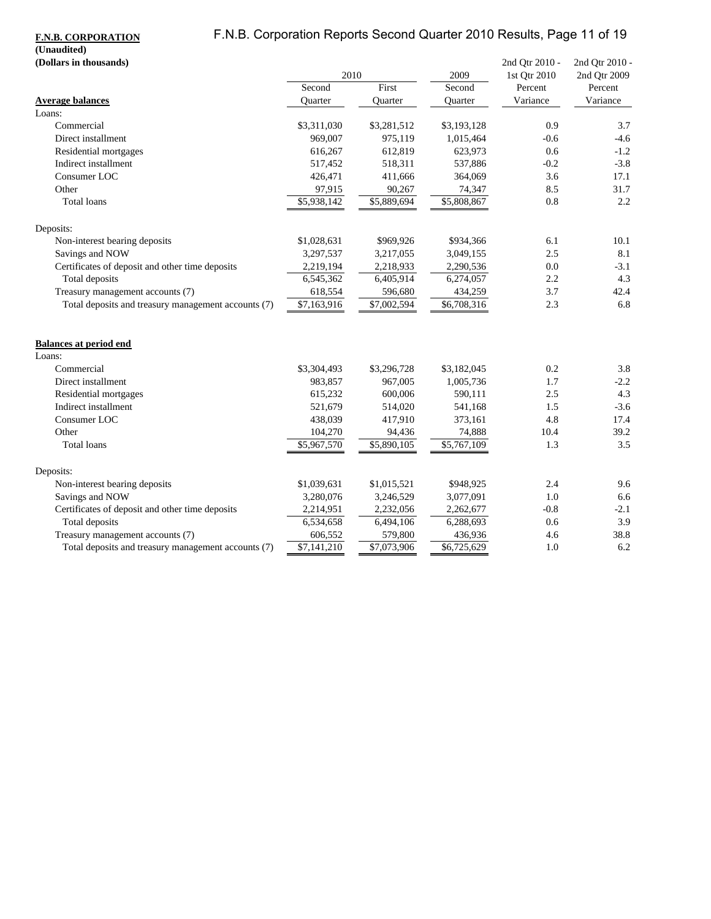**F.N.B. CORPORATION**
**(Unaudited)**
**(Dollars in thousands)**

| | 2010 | | 2009 | 2nd Qtr 2010 - 1st Qtr 2010 | 2nd Qtr 2010 - 2nd Qtr 2009 |
|---|---|---|---|---|---|
| **Average balances** | Second Quarter | First Quarter | Second Quarter | Percent Variance | Percent Variance |
| Loans: | | | | | |
| Commercial | $3,311,030 | $3,281,512 | $3,193,128 | 0.9 | 3.7 |
| Direct installment | 969,007 | 975,119 | 1,015,464 | -0.6 | -4.6 |
| Residential mortgages | 616,267 | 612,819 | 623,973 | 0.6 | -1.2 |
| Indirect installment | 517,452 | 518,311 | 537,886 | -0.2 | -3.8 |
| Consumer LOC | 426,471 | 411,666 | 364,069 | 3.6 | 17.1 |
| Other | 97,915 | 90,267 | 74,347 | 8.5 | 31.7 |
| Total loans | $5,938,142 | $5,889,694 | $5,808,867 | 0.8 | 2.2 |
| Deposits: | | | | | |
| Non-interest bearing deposits | $1,028,631 | $969,926 | $934,366 | 6.1 | 10.1 |
| Savings and NOW | 3,297,537 | 3,217,055 | 3,049,155 | 2.5 | 8.1 |
| Certificates of deposit and other time deposits | 2,219,194 | 2,218,933 | 2,290,536 | 0.0 | -3.1 |
| Total deposits | 6,545,362 | 6,405,914 | 6,274,057 | 2.2 | 4.3 |
| Treasury management accounts (7) | 618,554 | 596,680 | 434,259 | 3.7 | 42.4 |
| Total deposits and treasury management accounts (7) | $7,163,916 | $7,002,594 | $6,708,316 | 2.3 | 6.8 |
| | | | | | |
| **Balances at period end** | | | | | |
| Loans: | | | | | |
| Commercial | $3,304,493 | $3,296,728 | $3,182,045 | 0.2 | 3.8 |
| Direct installment | 983,857 | 967,005 | 1,005,736 | 1.7 | -2.2 |
| Residential mortgages | 615,232 | 600,006 | 590,111 | 2.5 | 4.3 |
| Indirect installment | 521,679 | 514,020 | 541,168 | 1.5 | -3.6 |
| Consumer LOC | 438,039 | 417,910 | 373,161 | 4.8 | 17.4 |
| Other | 104,270 | 94,436 | 74,888 | 10.4 | 39.2 |
| Total loans | $5,967,570 | $5,890,105 | $5,767,109 | 1.3 | 3.5 |
| Deposits: | | | | | |
| Non-interest bearing deposits | $1,039,631 | $1,015,521 | $948,925 | 2.4 | 9.6 |
| Savings and NOW | 3,280,076 | 3,246,529 | 3,077,091 | 1.0 | 6.6 |
| Certificates of deposit and other time deposits | 2,214,951 | 2,232,056 | 2,262,677 | -0.8 | -2.1 |
| Total deposits | 6,534,658 | 6,494,106 | 6,288,693 | 0.6 | 3.9 |
| Treasury management accounts (7) | 606,552 | 579,800 | 436,936 | 4.6 | 38.8 |
| Total deposits and treasury management accounts (7) | $7,141,210 | $7,073,906 | $6,725,629 | 1.0 | 6.2 |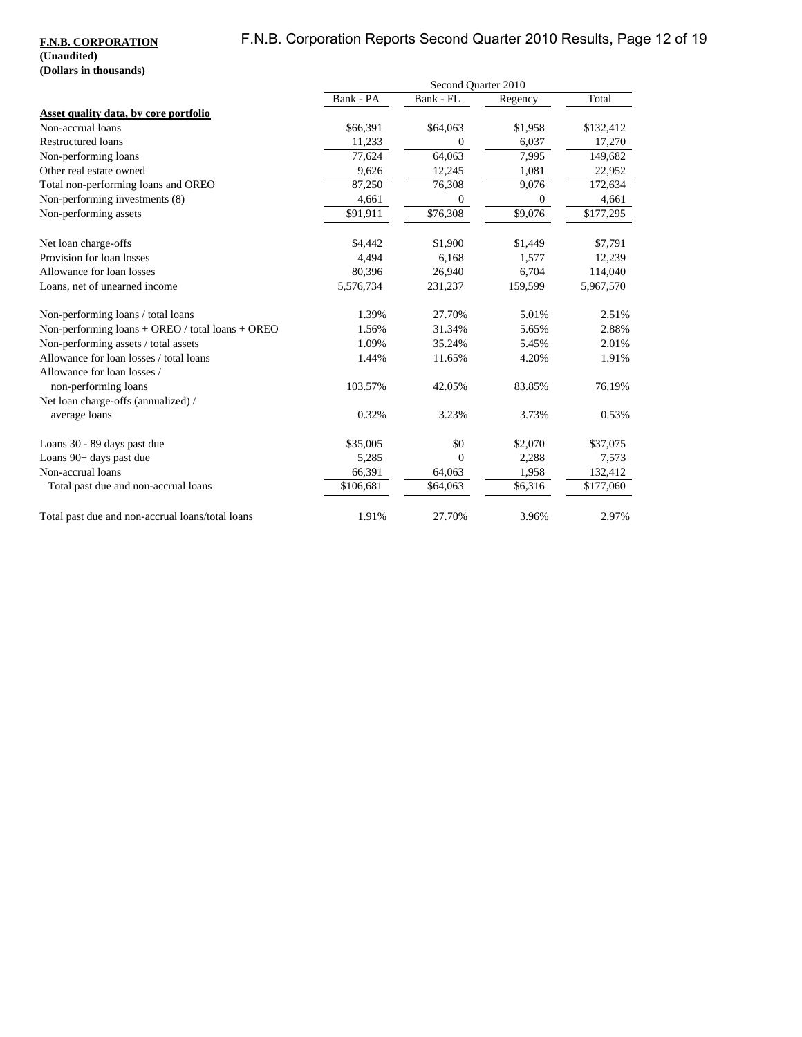**F.N.B. CORPORATION**
**(Unaudited)**
**(Dollars in thousands)**

| | Second Quarter 2010 | | | |
|---|---|---|---|---|
| | Bank - PA | Bank - FL | Regency | Total |
| **Asset quality data, by core portfolio** | | | | |
| Non-accrual loans | $66,391 | $64,063 | $1,958 | $132,412 |
| Restructured loans | 11,233 | 0 | 6,037 | 17,270 |
| Non-performing loans | 77,624 | 64,063 | 7,995 | 149,682 |
| Other real estate owned | 9,626 | 12,245 | 1,081 | 22,952 |
| Total non-performing loans and OREO | 87,250 | 76,308 | 9,076 | 172,634 |
| Non-performing investments (8) | 4,661 | 0 | 0 | 4,661 |
| Non-performing assets | $91,911 | $76,308 | $9,076 | $177,295 |
| | | | | |
| Net loan charge-offs | $4,442 | $1,900 | $1,449 | $7,791 |
| Provision for loan losses | 4,494 | 6,168 | 1,577 | 12,239 |
| Allowance for loan losses | 80,396 | 26,940 | 6,704 | 114,040 |
| Loans, net of unearned income | 5,576,734 | 231,237 | 159,599 | 5,967,570 |
| | | | | |
| Non-performing loans / total loans | 1.39% | 27.70% | 5.01% | 2.51% |
| Non-performing loans + OREO / total loans + OREO | 1.56% | 31.34% | 5.65% | 2.88% |
| Non-performing assets / total assets | 1.09% | 35.24% | 5.45% | 2.01% |
| Allowance for loan losses / total loans | 1.44% | 11.65% | 4.20% | 1.91% |
| Allowance for loan losses / non-performing loans | 103.57% | 42.05% | 83.85% | 76.19% |
| Net loan charge-offs (annualized) / average loans | 0.32% | 3.23% | 3.73% | 0.53% |
| | | | | |
| Loans 30 - 89 days past due | $35,005 | $0 | $2,070 | $37,075 |
| Loans 90+ days past due | 5,285 | 0 | 2,288 | 7,573 |
| Non-accrual loans | 66,391 | 64,063 | 1,958 | 132,412 |
| Total past due and non-accrual loans | $106,681 | $64,063 | $6,316 | $177,060 |
| | | | | |
| Total past due and non-accrual loans/total loans | 1.91% | 27.70% | 3.96% | 2.97% |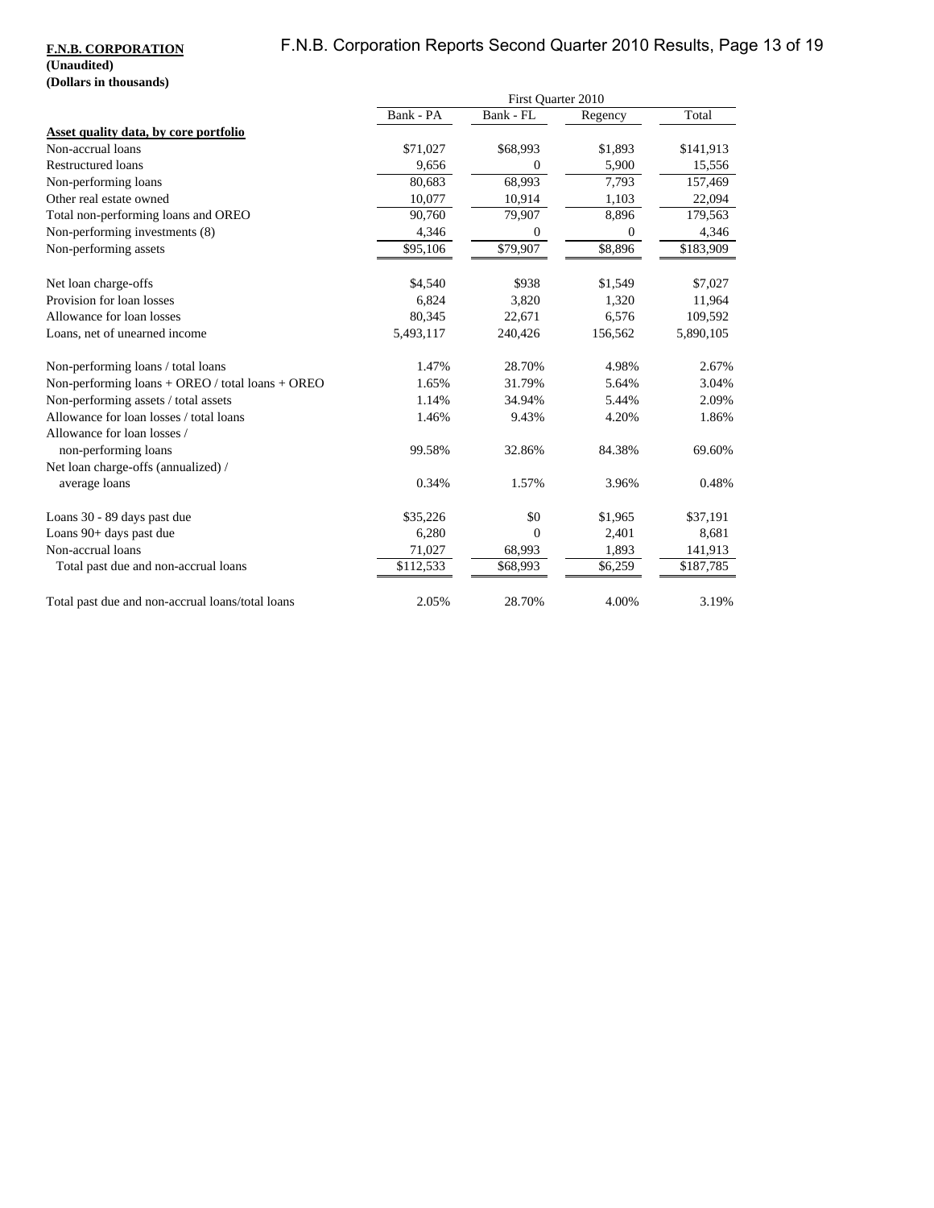**F.N.B. CORPORATION**
**(Unaudited)**
**(Dollars in thousands)**

| | First Quarter 2010 | | | |
|---|---|---|---|---|
| | Bank - PA | Bank - FL | Regency | Total |
| **Asset quality data, by core portfolio** | | | | |
| Non-accrual loans | $71,027 | $68,993 | $1,893 | $141,913 |
| Restructured loans | 9,656 | 0 | 5,900 | 15,556 |
| Non-performing loans | 80,683 | 68,993 | 7,793 | 157,469 |
| Other real estate owned | 10,077 | 10,914 | 1,103 | 22,094 |
| Total non-performing loans and OREO | 90,760 | 79,907 | 8,896 | 179,563 |
| Non-performing investments (8) | 4,346 | 0 | 0 | 4,346 |
| Non-performing assets | $95,106 | $79,907 | $8,896 | $183,909 |
| | | | | |
| Net loan charge-offs | $4,540 | $938 | $1,549 | $7,027 |
| Provision for loan losses | 6,824 | 3,820 | 1,320 | 11,964 |
| Allowance for loan losses | 80,345 | 22,671 | 6,576 | 109,592 |
| Loans, net of unearned income | 5,493,117 | 240,426 | 156,562 | 5,890,105 |
| | | | | |
| Non-performing loans / total loans | 1.47% | 28.70% | 4.98% | 2.67% |
| Non-performing loans + OREO / total loans + OREO | 1.65% | 31.79% | 5.64% | 3.04% |
| Non-performing assets / total assets | 1.14% | 34.94% | 5.44% | 2.09% |
| Allowance for loan losses / total loans | 1.46% | 9.43% | 4.20% | 1.86% |
| Allowance for loan losses / non-performing loans | 99.58% | 32.86% | 84.38% | 69.60% |
| Net loan charge-offs (annualized) / average loans | 0.34% | 1.57% | 3.96% | 0.48% |
| | | | | |
| Loans 30 - 89 days past due | $35,226 | $0 | $1,965 | $37,191 |
| Loans 90+ days past due | 6,280 | 0 | 2,401 | 8,681 |
| Non-accrual loans | 71,027 | 68,993 | 1,893 | 141,913 |
| Total past due and non-accrual loans | $112,533 | $68,993 | $6,259 | $187,785 |
| | | | | |
| Total past due and non-accrual loans/total loans | 2.05% | 28.70% | 4.00% | 3.19% |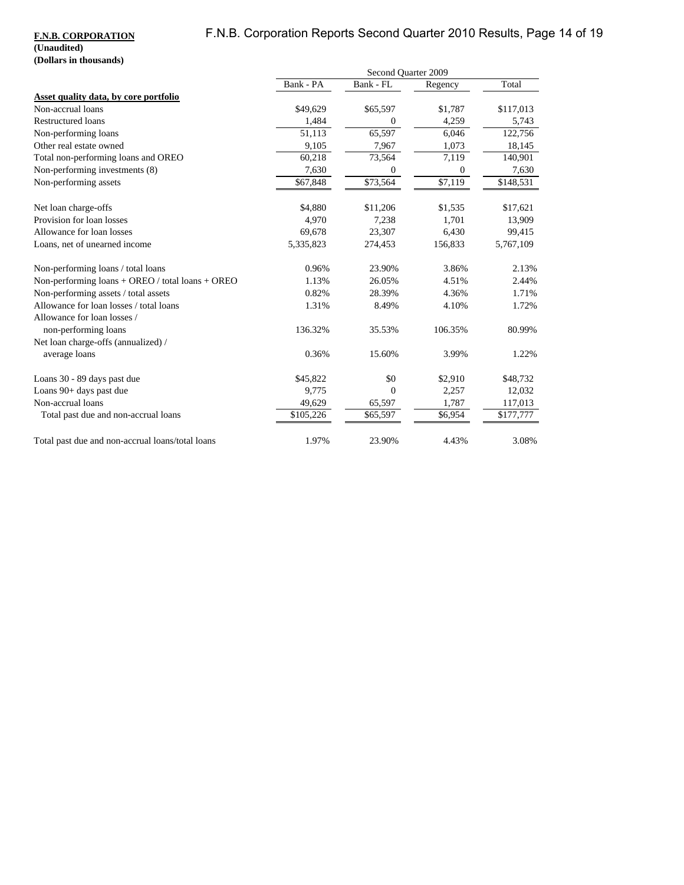**F.N.B. CORPORATION**
**(Unaudited)**
**(Dollars in thousands)**

| | Second Quarter 2009 | | | |
|---|---|---|---|---|
| | Bank - PA | Bank - FL | Regency | Total |
| **Asset quality data, by core portfolio** | | | | |
| Non-accrual loans | $49,629 | $65,597 | $1,787 | $117,013 |
| Restructured loans | 1,484 | 0 | 4,259 | 5,743 |
| Non-performing loans | 51,113 | 65,597 | 6,046 | 122,756 |
| Other real estate owned | 9,105 | 7,967 | 1,073 | 18,145 |
| Total non-performing loans and OREO | 60,218 | 73,564 | 7,119 | 140,901 |
| Non-performing investments (8) | 7,630 | 0 | 0 | 7,630 |
| Non-performing assets | $67,848 | $73,564 | $7,119 | $148,531 |
| | | | | |
| Net loan charge-offs | $4,880 | $11,206 | $1,535 | $17,621 |
| Provision for loan losses | 4,970 | 7,238 | 1,701 | 13,909 |
| Allowance for loan losses | 69,678 | 23,307 | 6,430 | 99,415 |
| Loans, net of unearned income | 5,335,823 | 274,453 | 156,833 | 5,767,109 |
| | | | | |
| Non-performing loans / total loans | 0.96% | 23.90% | 3.86% | 2.13% |
| Non-performing loans + OREO / total loans + OREO | 1.13% | 26.05% | 4.51% | 2.44% |
| Non-performing assets / total assets | 0.82% | 28.39% | 4.36% | 1.71% |
| Allowance for loan losses / total loans | 1.31% | 8.49% | 4.10% | 1.72% |
| Allowance for loan losses / non-performing loans | 136.32% | 35.53% | 106.35% | 80.99% |
| Net loan charge-offs (annualized) / average loans | 0.36% | 15.60% | 3.99% | 1.22% |
| | | | | |
| Loans 30 - 89 days past due | $45,822 | $0 | $2,910 | $48,732 |
| Loans 90+ days past due | 9,775 | 0 | 2,257 | 12,032 |
| Non-accrual loans | 49,629 | 65,597 | 1,787 | 117,013 |
| Total past due and non-accrual loans | $105,226 | $65,597 | $6,954 | $177,777 |
| | | | | |
| Total past due and non-accrual loans/total loans | 1.97% | 23.90% | 4.43% | 3.08% |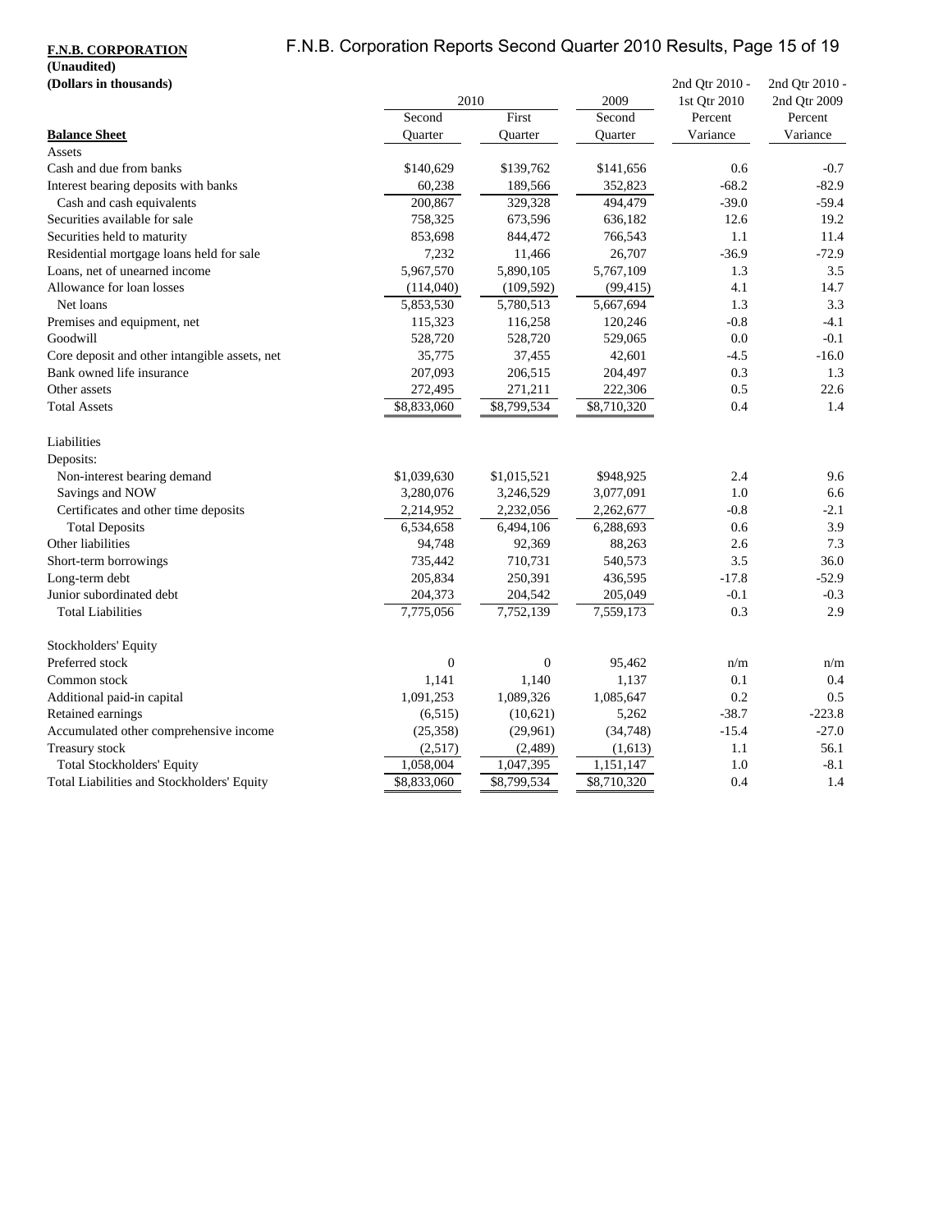**F.N.B. CORPORATION**
**(Unaudited)**
**(Dollars in thousands)**

| **Balance Sheet** | 2010 Second Quarter | 2010 First Quarter | 2009 Second Quarter | 2nd Qtr 2010 - 1st Qtr 2010 Percent Variance | 2nd Qtr 2010 - 2nd Qtr 2009 Percent Variance |
|---|---|---|---|---|---|
| Assets | | | | | |
| Cash and due from banks | $140,629 | $139,762 | $141,656 | 0.6 | -0.7 |
| Interest bearing deposits with banks | 60,238 | 189,566 | 352,823 | -68.2 | -82.9 |
| Cash and cash equivalents | 200,867 | 329,328 | 494,479 | -39.0 | -59.4 |
| Securities available for sale | 758,325 | 673,596 | 636,182 | 12.6 | 19.2 |
| Securities held to maturity | 853,698 | 844,472 | 766,543 | 1.1 | 11.4 |
| Residential mortgage loans held for sale | 7,232 | 11,466 | 26,707 | -36.9 | -72.9 |
| Loans, net of unearned income | 5,967,570 | 5,890,105 | 5,767,109 | 1.3 | 3.5 |
| Allowance for loan losses | (114,040) | (109,592) | (99,415) | 4.1 | 14.7 |
| Net loans | 5,853,530 | 5,780,513 | 5,667,694 | 1.3 | 3.3 |
| Premises and equipment, net | 115,323 | 116,258 | 120,246 | -0.8 | -4.1 |
| Goodwill | 528,720 | 528,720 | 529,065 | 0.0 | -0.1 |
| Core deposit and other intangible assets, net | 35,775 | 37,455 | 42,601 | -4.5 | -16.0 |
| Bank owned life insurance | 207,093 | 206,515 | 204,497 | 0.3 | 1.3 |
| Other assets | 272,495 | 271,211 | 222,306 | 0.5 | 22.6 |
| Total Assets | $8,833,060 | $8,799,534 | $8,710,320 | 0.4 | 1.4 |
| | | | | | |
| Liabilities | | | | | |
| Deposits: | | | | | |
| Non-interest bearing demand | $1,039,630 | $1,015,521 | $948,925 | 2.4 | 9.6 |
| Savings and NOW | 3,280,076 | 3,246,529 | 3,077,091 | 1.0 | 6.6 |
| Certificates and other time deposits | 2,214,952 | 2,232,056 | 2,262,677 | -0.8 | -2.1 |
| Total Deposits | 6,534,658 | 6,494,106 | 6,288,693 | 0.6 | 3.9 |
| Other liabilities | 94,748 | 92,369 | 88,263 | 2.6 | 7.3 |
| Short-term borrowings | 735,442 | 710,731 | 540,573 | 3.5 | 36.0 |
| Long-term debt | 205,834 | 250,391 | 436,595 | -17.8 | -52.9 |
| Junior subordinated debt | 204,373 | 204,542 | 205,049 | -0.1 | -0.3 |
| Total Liabilities | 7,775,056 | 7,752,139 | 7,559,173 | 0.3 | 2.9 |
| | | | | | |
| Stockholders' Equity | | | | | |
| Preferred stock | 0 | 0 | 95,462 | n/m | n/m |
| Common stock | 1,141 | 1,140 | 1,137 | 0.1 | 0.4 |
| Additional paid-in capital | 1,091,253 | 1,089,326 | 1,085,647 | 0.2 | 0.5 |
| Retained earnings | (6,515) | (10,621) | 5,262 | -38.7 | -223.8 |
| Accumulated other comprehensive income | (25,358) | (29,961) | (34,748) | -15.4 | -27.0 |
| Treasury stock | (2,517) | (2,489) | (1,613) | 1.1 | 56.1 |
| Total Stockholders' Equity | 1,058,004 | 1,047,395 | 1,151,147 | 1.0 | -8.1 |
| Total Liabilities and Stockholders' Equity | $8,833,060 | $8,799,534 | $8,710,320 | 0.4 | 1.4 |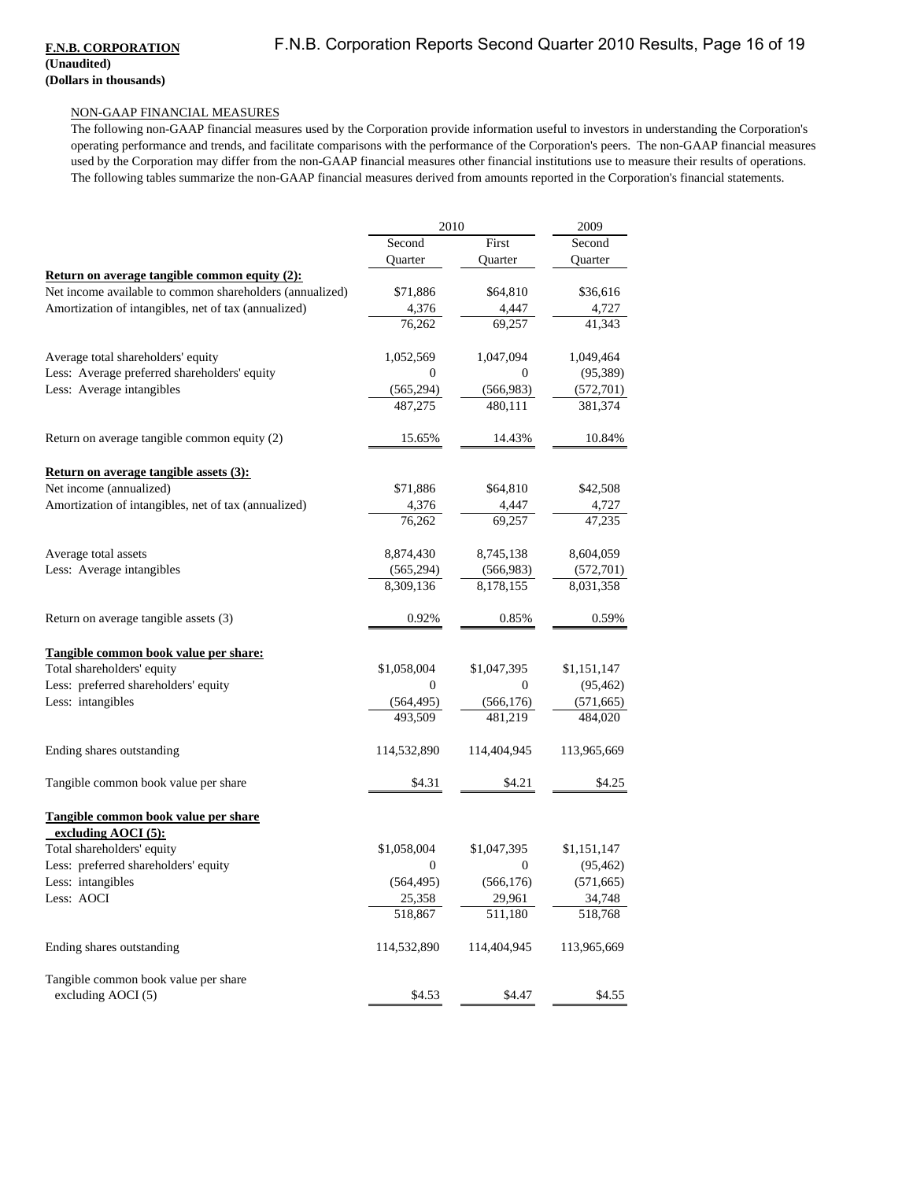**F.N.B. CORPORATION**
**(Unaudited)**
**(Dollars in thousands)**

NON-GAAP FINANCIAL MEASURES

The following non-GAAP financial measures used by the Corporation provide information useful to investors in understanding the Corporation's operating performance and trends, and facilitate comparisons with the performance of the Corporation's peers. The non-GAAP financial measures used by the Corporation may differ from the non-GAAP financial measures other financial institutions use to measure their results of operations. The following tables summarize the non-GAAP financial measures derived from amounts reported in the Corporation's financial statements.

| | 2010 | | 2009 |
|---|---|---|---|
| | Second Quarter | First Quarter | Second Quarter |
| **Return on average tangible common equity (2):** | | | |
| Net income available to common shareholders (annualized) | $71,886 | $64,810 | $36,616 |
| Amortization of intangibles, net of tax (annualized) | 4,376 | 4,447 | 4,727 |
| | 76,262 | 69,257 | 41,343 |
| Average total shareholders' equity | 1,052,569 | 1,047,094 | 1,049,464 |
| Less: Average preferred shareholders' equity | 0 | 0 | (95,389) |
| Less: Average intangibles | (565,294) | (566,983) | (572,701) |
| | 487,275 | 480,111 | 381,374 |
| Return on average tangible common equity (2) | 15.65% | 14.43% | 10.84% |
| **Return on average tangible assets (3):** | | | |
| Net income (annualized) | $71,886 | $64,810 | $42,508 |
| Amortization of intangibles, net of tax (annualized) | 4,376 | 4,447 | 4,727 |
| | 76,262 | 69,257 | 47,235 |
| Average total assets | 8,874,430 | 8,745,138 | 8,604,059 |
| Less: Average intangibles | (565,294) | (566,983) | (572,701) |
| | 8,309,136 | 8,178,155 | 8,031,358 |
| Return on average tangible assets (3) | 0.92% | 0.85% | 0.59% |
| **Tangible common book value per share:** | | | |
| Total shareholders' equity | $1,058,004 | $1,047,395 | $1,151,147 |
| Less: preferred shareholders' equity | 0 | 0 | (95,462) |
| Less: intangibles | (564,495) | (566,176) | (571,665) |
| | 493,509 | 481,219 | 484,020 |
| Ending shares outstanding | 114,532,890 | 114,404,945 | 113,965,669 |
| Tangible common book value per share | $4.31 | $4.21 | $4.25 |
| **Tangible common book value per share excluding AOCI (5):** | | | |
| Total shareholders' equity | $1,058,004 | $1,047,395 | $1,151,147 |
| Less: preferred shareholders' equity | 0 | 0 | (95,462) |
| Less: intangibles | (564,495) | (566,176) | (571,665) |
| Less: AOCI | 25,358 | 29,961 | 34,748 |
| | 518,867 | 511,180 | 518,768 |
| Ending shares outstanding | 114,532,890 | 114,404,945 | 113,965,669 |
| Tangible common book value per share excluding AOCI (5) | $4.53 | $4.47 | $4.55 |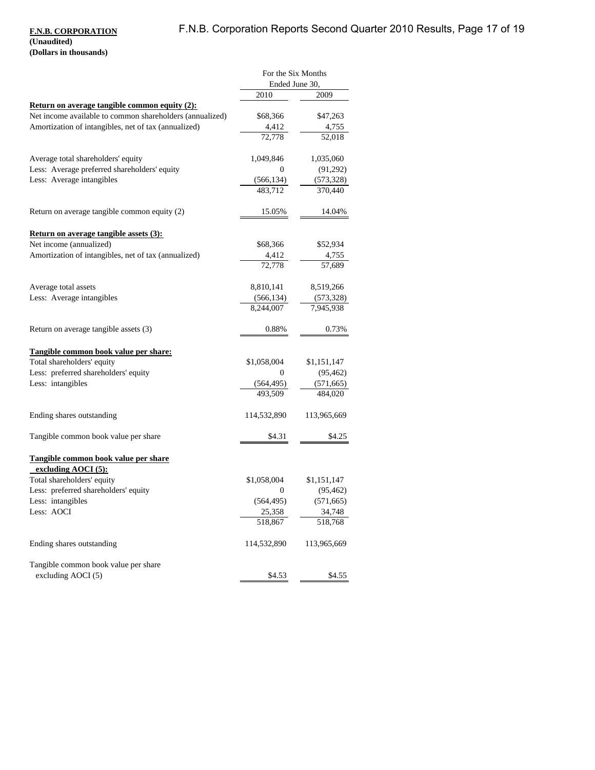**F.N.B. CORPORATION**
**(Unaudited)**
**(Dollars in thousands)**

| | For the Six Months Ended June 30, | |
|---|---|---|
| | 2010 | 2009 |
| **Return on average tangible common equity (2):** | | |
| Net income available to common shareholders (annualized) | $68,366 | $47,263 |
| Amortization of intangibles, net of tax (annualized) | 4,412 | 4,755 |
| | 72,778 | 52,018 |
| | | |
| Average total shareholders' equity | 1,049,846 | 1,035,060 |
| Less: Average preferred shareholders' equity | 0 | (91,292) |
| Less: Average intangibles | (566,134) | (573,328) |
| | 483,712 | 370,440 |
| | | |
| Return on average tangible common equity (2) | 15.05% | 14.04% |
| | | |
| **Return on average tangible assets (3):** | | |
| Net income (annualized) | $68,366 | $52,934 |
| Amortization of intangibles, net of tax (annualized) | 4,412 | 4,755 |
| | 72,778 | 57,689 |
| | | |
| Average total assets | 8,810,141 | 8,519,266 |
| Less: Average intangibles | (566,134) | (573,328) |
| | 8,244,007 | 7,945,938 |
| | | |
| Return on average tangible assets (3) | 0.88% | 0.73% |
| | | |
| **Tangible common book value per share:** | | |
| Total shareholders' equity | $1,058,004 | $1,151,147 |
| Less: preferred shareholders' equity | 0 | (95,462) |
| Less: intangibles | (564,495) | (571,665) |
| | 493,509 | 484,020 |
| | | |
| Ending shares outstanding | 114,532,890 | 113,965,669 |
| | | |
| Tangible common book value per share | $4.31 | $4.25 |
| | | |
| **Tangible common book value per share excluding AOCI (5):** | | |
| Total shareholders' equity | $1,058,004 | $1,151,147 |
| Less: preferred shareholders' equity | 0 | (95,462) |
| Less: intangibles | (564,495) | (571,665) |
| Less: AOCI | 25,358 | 34,748 |
| | 518,867 | 518,768 |
| | | |
| Ending shares outstanding | 114,532,890 | 113,965,669 |
| | | |
| Tangible common book value per share excluding AOCI (5) | $4.53 | $4.55 |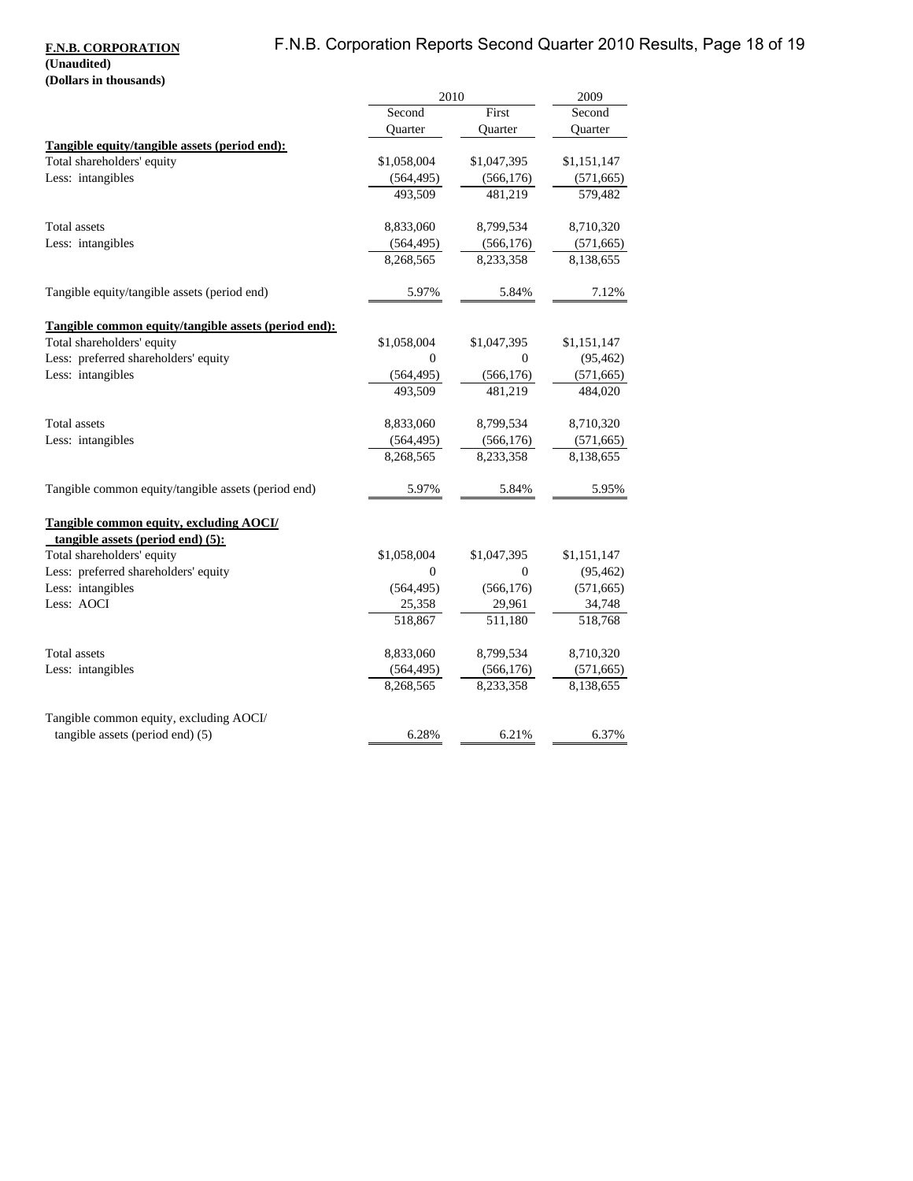**F.N.B. CORPORATION**
**(Unaudited)**
**(Dollars in thousands)**

| | 2010 | | 2009 |
|---|---|---|---|
| | Second Quarter | First Quarter | Second Quarter |
| **Tangible equity/tangible assets (period end):** | | | |
| Total shareholders' equity | $1,058,004 | $1,047,395 | $1,151,147 |
| Less: intangibles | (564,495) | (566,176) | (571,665) |
| | 493,509 | 481,219 | 579,482 |
| | | | |
| Total assets | 8,833,060 | 8,799,534 | 8,710,320 |
| Less: intangibles | (564,495) | (566,176) | (571,665) |
| | 8,268,565 | 8,233,358 | 8,138,655 |
| | | | |
| Tangible equity/tangible assets (period end) | 5.97% | 5.84% | 7.12% |
| | | | |
| **Tangible common equity/tangible assets (period end):** | | | |
| Total shareholders' equity | $1,058,004 | $1,047,395 | $1,151,147 |
| Less: preferred shareholders' equity | 0 | 0 | (95,462) |
| Less: intangibles | (564,495) | (566,176) | (571,665) |
| | 493,509 | 481,219 | 484,020 |
| | | | |
| Total assets | 8,833,060 | 8,799,534 | 8,710,320 |
| Less: intangibles | (564,495) | (566,176) | (571,665) |
| | 8,268,565 | 8,233,358 | 8,138,655 |
| | | | |
| Tangible common equity/tangible assets (period end) | 5.97% | 5.84% | 5.95% |
| | | | |
| **Tangible common equity, excluding AOCI/ tangible assets (period end) (5):** | | | |
| Total shareholders' equity | $1,058,004 | $1,047,395 | $1,151,147 |
| Less: preferred shareholders' equity | 0 | 0 | (95,462) |
| Less: intangibles | (564,495) | (566,176) | (571,665) |
| Less: AOCI | 25,358 | 29,961 | 34,748 |
| | 518,867 | 511,180 | 518,768 |
| | | | |
| Total assets | 8,833,060 | 8,799,534 | 8,710,320 |
| Less: intangibles | (564,495) | (566,176) | (571,665) |
| | 8,268,565 | 8,233,358 | 8,138,655 |
| | | | |
| Tangible common equity, excluding AOCI/ tangible assets (period end) (5) | 6.28% | 6.21% | 6.37% |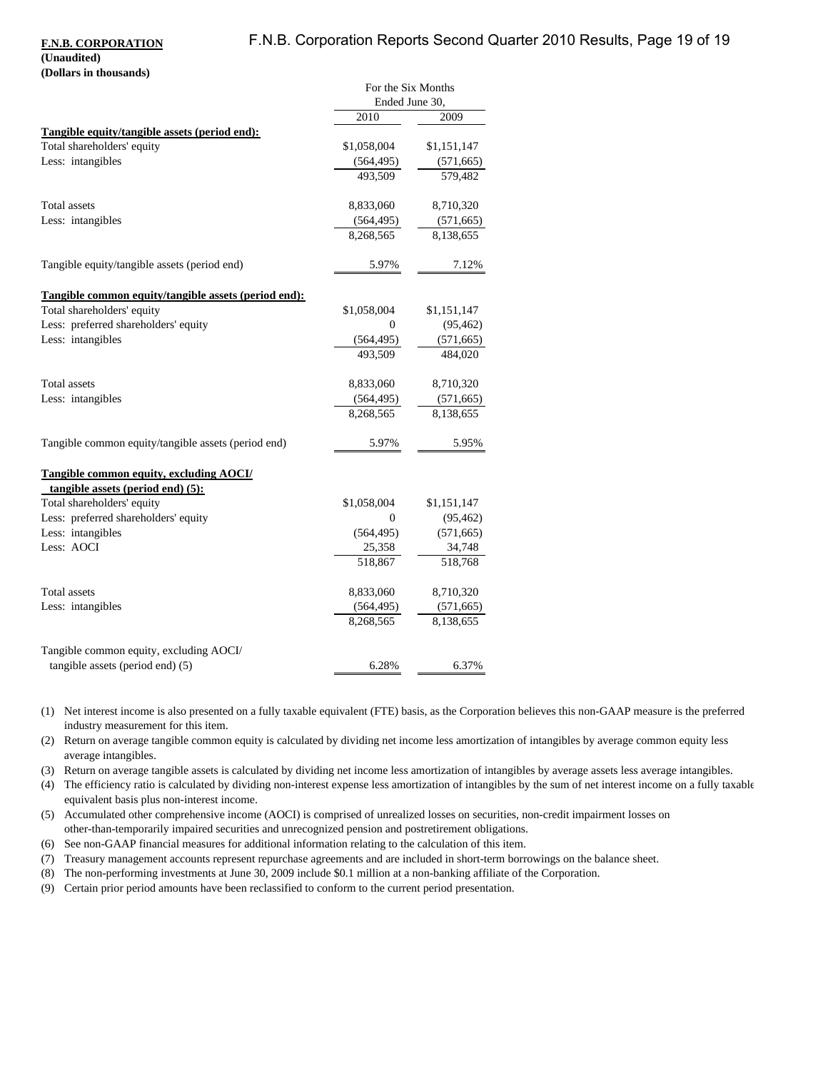**F.N.B. CORPORATION**
**(Unaudited)**
**(Dollars in thousands)**

| | For the Six Months Ended June 30, 2010 | 2009 |
|---|---|---|
| **Tangible equity/tangible assets (period end):** | | |
| Total shareholders' equity | $1,058,004 | $1,151,147 |
| Less: intangibles | (564,495) | (571,665) |
| | 493,509 | 579,482 |
| | | |
| Total assets | 8,833,060 | 8,710,320 |
| Less: intangibles | (564,495) | (571,665) |
| | 8,268,565 | 8,138,655 |
| | | |
| Tangible equity/tangible assets (period end) | 5.97% | 7.12% |
| | | |
| **Tangible common equity/tangible assets (period end):** | | |
| Total shareholders' equity | $1,058,004 | $1,151,147 |
| Less: preferred shareholders' equity | 0 | (95,462) |
| Less: intangibles | (564,495) | (571,665) |
| | 493,509 | 484,020 |
| | | |
| Total assets | 8,833,060 | 8,710,320 |
| Less: intangibles | (564,495) | (571,665) |
| | 8,268,565 | 8,138,655 |
| | | |
| Tangible common equity/tangible assets (period end) | 5.97% | 5.95% |
| | | |
| **Tangible common equity, excluding AOCI/ tangible assets (period end) (5):** | | |
| Total shareholders' equity | $1,058,004 | $1,151,147 |
| Less: preferred shareholders' equity | 0 | (95,462) |
| Less: intangibles | (564,495) | (571,665) |
| Less: AOCI | 25,358 | 34,748 |
| | 518,867 | 518,768 |
| | | |
| Total assets | 8,833,060 | 8,710,320 |
| Less: intangibles | (564,495) | (571,665) |
| | 8,268,565 | 8,138,655 |
| | | |
| Tangible common equity, excluding AOCI/ tangible assets (period end) (5) | 6.28% | 6.37% |

(1) Net interest income is also presented on a fully taxable equivalent (FTE) basis, as the Corporation believes this non-GAAP measure is the preferred industry measurement for this item.

(2) Return on average tangible common equity is calculated by dividing net income less amortization of intangibles by average common equity less average intangibles.

(3) Return on average tangible assets is calculated by dividing net income less amortization of intangibles by average assets less average intangibles.

(4) The efficiency ratio is calculated by dividing non-interest expense less amortization of intangibles by the sum of net interest income on a fully taxable equivalent basis plus non-interest income.

(5) Accumulated other comprehensive income (AOCI) is comprised of unrealized losses on securities, non-credit impairment losses on other-than-temporarily impaired securities and unrecognized pension and postretirement obligations.

(6) See non-GAAP financial measures for additional information relating to the calculation of this item.

(7) Treasury management accounts represent repurchase agreements and are included in short-term borrowings on the balance sheet.

(8) The non-performing investments at June 30, 2009 include $0.1 million at a non-banking affiliate of the Corporation.

(9) Certain prior period amounts have been reclassified to conform to the current period presentation.